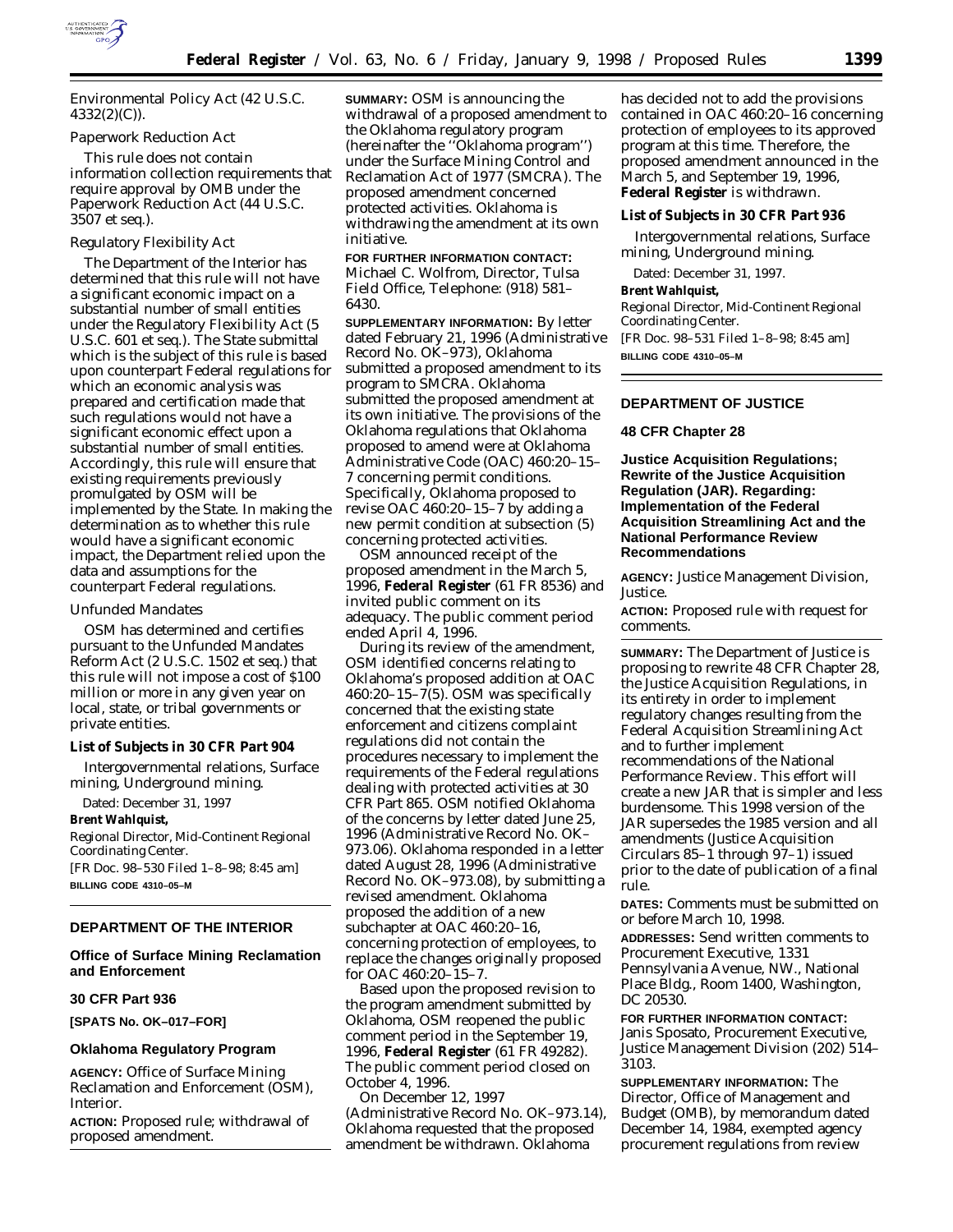Environmental Policy Act (42 U.S.C. 4332(2)(C)).

*Paperwork Reduction Act*

This rule does not contain information collection requirements that require approval by OMB under the Paperwork Reduction Act (44 U.S.C. 3507 et seq.).

*Regulatory Flexibility Act*

The Department of the Interior has determined that this rule will not have a significant economic impact on a substantial number of small entities under the Regulatory Flexibility Act (5 U.S.C. 601 et seq.). The State submittal which is the subject of this rule is based upon counterpart Federal regulations for which an economic analysis was prepared and certification made that such regulations would not have a significant economic effect upon a substantial number of small entities. Accordingly, this rule will ensure that existing requirements previously promulgated by OSM will be implemented by the State. In making the determination as to whether this rule would have a significant economic impact, the Department relied upon the data and assumptions for the counterpart Federal regulations.

*Unfunded Mandates*

OSM has determined and certifies pursuant to the Unfunded Mandates Reform Act (2 U.S.C. 1502 et seq.) that this rule will not impose a cost of $100 million or more in any given year on local, state, or tribal governments or private entities.

**List of Subjects in 30 CFR Part 904**

Intergovernmental relations, Surface mining, Underground mining.

Dated: December 31, 1997

**Brent Wahlquist,**

*Regional Director, Mid-Continent Regional Coordinating Center.*

[FR Doc. 98–530 Filed 1–8–98; 8:45 am]

**BILLING CODE 4310–05–M**

---

## DEPARTMENT OF THE INTERIOR

### Office of Surface Mining Reclamation and Enforcement

### 30 CFR Part 936

**[SPATS No. OK–017–FOR]**

### Oklahoma Regulatory Program

**AGENCY:** Office of Surface Mining Reclamation and Enforcement (OSM), Interior.

**ACTION:** Proposed rule; withdrawal of proposed amendment.

**SUMMARY:** OSM is announcing the withdrawal of a proposed amendment to the Oklahoma regulatory program (hereinafter the ''Oklahoma program'') under the Surface Mining Control and Reclamation Act of 1977 (SMCRA). The proposed amendment concerned protected activities. Oklahoma is withdrawing the amendment at its own initiative.

**FOR FURTHER INFORMATION CONTACT:** Michael C. Wolfrom, Director, Tulsa Field Office, Telephone: (918) 581–6430.

**SUPPLEMENTARY INFORMATION:** By letter dated February 21, 1996 (Administrative Record No. OK–973), Oklahoma submitted a proposed amendment to its program to SMCRA. Oklahoma submitted the proposed amendment at its own initiative. The provisions of the Oklahoma regulations that Oklahoma proposed to amend were at Oklahoma Administrative Code (OAC) 460:20–15–7 concerning permit conditions. Specifically, Oklahoma proposed to revise OAC 460:20–15–7 by adding a new permit condition at subsection (5) concerning protected activities.

OSM announced receipt of the proposed amendment in the March 5, 1996, **Federal Register** (61 FR 8536) and invited public comment on its adequacy. The public comment period ended April 4, 1996.

During its review of the amendment, OSM identified concerns relating to Oklahoma's proposed addition at OAC 460:20–15–7(5). OSM was specifically concerned that the existing state enforcement and citizens complaint regulations did not contain the procedures necessary to implement the requirements of the Federal regulations dealing with protected activities at 30 CFR Part 865. OSM notified Oklahoma of the concerns by letter dated June 25, 1996 (Administrative Record No. OK–973.06). Oklahoma responded in a letter dated August 28, 1996 (Administrative Record No. OK–973.08), by submitting a revised amendment. Oklahoma proposed the addition of a new subchapter at OAC 460:20–16, concerning protection of employees, to replace the changes originally proposed for OAC 460:20–15–7.

Based upon the proposed revision to the program amendment submitted by Oklahoma, OSM reopened the public comment period in the September 19, 1996, **Federal Register** (61 FR 49282). The public comment period closed on October 4, 1996.

On December 12, 1997 (Administrative Record No. OK–973.14), Oklahoma requested that the proposed amendment be withdrawn. Oklahoma has decided not to add the provisions contained in OAC 460:20–16 concerning protection of employees to its approved program at this time. Therefore, the proposed amendment announced in the March 5, and September 19, 1996, **Federal Register** is withdrawn.

**List of Subjects in 30 CFR Part 936**

Intergovernmental relations, Surface mining, Underground mining.

Dated: December 31, 1997.

**Brent Wahlquist,**

*Regional Director, Mid-Continent Regional Coordinating Center.*

[FR Doc. 98–531 Filed 1–8–98; 8:45 am]

**BILLING CODE 4310–05–M**

---

## DEPARTMENT OF JUSTICE

### 48 CFR Chapter 28

### Justice Acquisition Regulations; Rewrite of the Justice Acquisition Regulation (JAR). Regarding: Implementation of the Federal Acquisition Streamlining Act and the National Performance Review Recommendations

**AGENCY:** Justice Management Division, Justice.

**ACTION:** Proposed rule with request for comments.

**SUMMARY:** The Department of Justice is proposing to rewrite 48 CFR Chapter 28, the Justice Acquisition Regulations, in its entirety in order to implement regulatory changes resulting from the Federal Acquisition Streamlining Act and to further implement recommendations of the National Performance Review. This effort will create a new JAR that is simpler and less burdensome. This 1998 version of the JAR supersedes the 1985 version and all amendments (Justice Acquisition Circulars 85–1 through 97–1) issued prior to the date of publication of a final rule.

**DATES:** Comments must be submitted on or before March 10, 1998.

**ADDRESSES:** Send written comments to Procurement Executive, 1331 Pennsylvania Avenue, NW., National Place Bldg., Room 1400, Washington, DC 20530.

**FOR FURTHER INFORMATION CONTACT:** Janis Sposato, Procurement Executive, Justice Management Division (202) 514–3103.

**SUPPLEMENTARY INFORMATION:** The Director, Office of Management and Budget (OMB), by memorandum dated December 14, 1984, exempted agency procurement regulations from review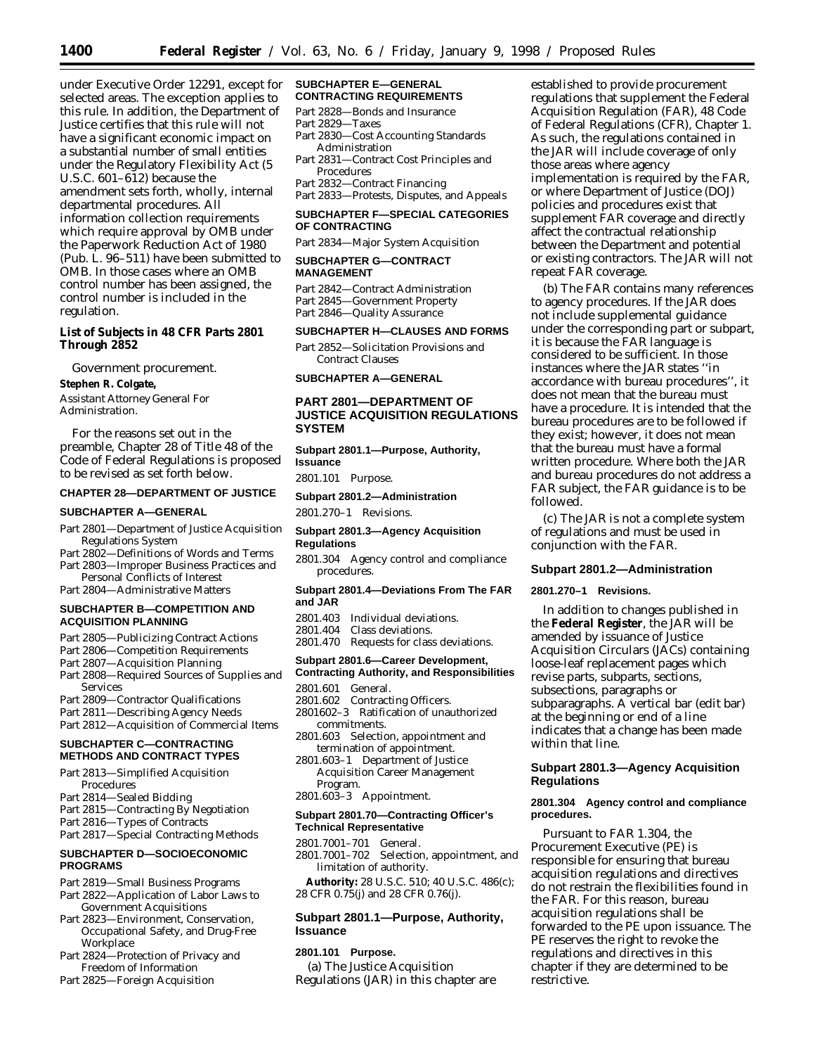under Executive Order 12291, except for selected areas. The exception applies to this rule. In addition, the Department of Justice certifies that this rule will not have a significant economic impact on a substantial number of small entities under the Regulatory Flexibility Act (5 U.S.C. 601–612) because the amendment sets forth, wholly, internal departmental procedures. All information collection requirements which require approval by OMB under the Paperwork Reduction Act of 1980 (Pub. L. 96–511) have been submitted to OMB. In those cases where an OMB control number has been assigned, the control number is included in the regulation.

**List of Subjects in 48 CFR Parts 2801 Through 2852**

Government procurement.

**Stephen R. Colgate,**

*Assistant Attorney General For Administration.*

For the reasons set out in the preamble, Chapter 28 of Title 48 of the Code of Federal Regulations is proposed to be revised as set forth below.

**CHAPTER 28—DEPARTMENT OF JUSTICE**

**SUBCHAPTER A—GENERAL**

Part 2801—Department of Justice Acquisition Regulations System
Part 2802—Definitions of Words and Terms
Part 2803—Improper Business Practices and Personal Conflicts of Interest
Part 2804—Administrative Matters

**SUBCHAPTER B—COMPETITION AND ACQUISITION PLANNING**

Part 2805—Publicizing Contract Actions
Part 2806—Competition Requirements
Part 2807—Acquisition Planning
Part 2808—Required Sources of Supplies and Services
Part 2809—Contractor Qualifications
Part 2811—Describing Agency Needs
Part 2812—Acquisition of Commercial Items

**SUBCHAPTER C—CONTRACTING METHODS AND CONTRACT TYPES**

Part 2813—Simplified Acquisition Procedures
Part 2814—Sealed Bidding
Part 2815—Contracting By Negotiation
Part 2816—Types of Contracts
Part 2817—Special Contracting Methods

**SUBCHAPTER D—SOCIOECONOMIC PROGRAMS**

Part 2819—Small Business Programs
Part 2822—Application of Labor Laws to Government Acquisitions
Part 2823—Environment, Conservation, Occupational Safety, and Drug-Free Workplace
Part 2824—Protection of Privacy and Freedom of Information
Part 2825—Foreign Acquisition

**SUBCHAPTER E—GENERAL CONTRACTING REQUIREMENTS**

Part 2828—Bonds and Insurance
Part 2829—Taxes
Part 2830—Cost Accounting Standards Administration
Part 2831—Contract Cost Principles and Procedures
Part 2832—Contract Financing
Part 2833—Protests, Disputes, and Appeals

**SUBCHAPTER F—SPECIAL CATEGORIES OF CONTRACTING**

Part 2834—Major System Acquisition

**SUBCHAPTER G—CONTRACT MANAGEMENT**

Part 2842—Contract Administration
Part 2845—Government Property
Part 2846—Quality Assurance

**SUBCHAPTER H—CLAUSES AND FORMS**

Part 2852—Solicitation Provisions and Contract Clauses

**SUBCHAPTER A—GENERAL**

## PART 2801—DEPARTMENT OF JUSTICE ACQUISITION REGULATIONS SYSTEM

**Subpart 2801.1—Purpose, Authority, Issuance**

2801.101 Purpose.

**Subpart 2801.2—Administration**

2801.270–1 Revisions.

**Subpart 2801.3—Agency Acquisition Regulations**

2801.304 Agency control and compliance procedures.

**Subpart 2801.4—Deviations From The FAR and JAR**

2801.403 Individual deviations.
2801.404 Class deviations.
2801.470 Requests for class deviations.

**Subpart 2801.6—Career Development, Contracting Authority, and Responsibilities**

2801.601 General.
2801.602 Contracting Officers.
2801602–3 Ratification of unauthorized commitments.
2801.603 Selection, appointment and termination of appointment.
2801.603–1 Department of Justice Acquisition Career Management Program.
2801.603–3 Appointment.

**Subpart 2801.70—Contracting Officer's Technical Representative**

2801.7001–701 General.
2801.7001–702 Selection, appointment, and limitation of authority.

**Authority:** 28 U.S.C. 510; 40 U.S.C. 486(c); 28 CFR 0.75(j) and 28 CFR 0.76(j).

### Subpart 2801.1—Purpose, Authority, Issuance

**2801.101 Purpose.**

(a) The Justice Acquisition Regulations (JAR) in this chapter are established to provide procurement regulations that supplement the Federal Acquisition Regulation (FAR), 48 Code of Federal Regulations (CFR), Chapter 1. As such, the regulations contained in the JAR will include coverage of only those areas where agency implementation is required by the FAR, or where Department of Justice (DOJ) policies and procedures exist that supplement FAR coverage and directly affect the contractual relationship between the Department and potential or existing contractors. The JAR will not repeat FAR coverage.

(b) The FAR contains many references to agency procedures. If the JAR does not include supplemental guidance under the corresponding part or subpart, it is because the FAR language is considered to be sufficient. In those instances where the JAR states ''in accordance with bureau procedures'', it does not mean that the bureau must have a procedure. It is intended that the bureau procedures are to be followed if they exist; however, it does not mean that the bureau must have a formal written procedure. Where both the JAR and bureau procedures do not address a FAR subject, the FAR guidance is to be followed.

(c) The JAR is not a complete system of regulations and must be used in conjunction with the FAR.

### Subpart 2801.2—Administration

**2801.270–1 Revisions.**

In addition to changes published in the **Federal Register**, the JAR will be amended by issuance of Justice Acquisition Circulars (JACs) containing loose-leaf replacement pages which revise parts, subparts, sections, subsections, paragraphs or subparagraphs. A vertical bar (edit bar) at the beginning or end of a line indicates that a change has been made within that line.

### Subpart 2801.3—Agency Acquisition Regulations

**2801.304 Agency control and compliance procedures.**

Pursuant to FAR 1.304, the Procurement Executive (PE) is responsible for ensuring that bureau acquisition regulations and directives do not restrain the flexibilities found in the FAR. For this reason, bureau acquisition regulations shall be forwarded to the PE upon issuance. The PE reserves the right to revoke the regulations and directives in this chapter if they are determined to be restrictive.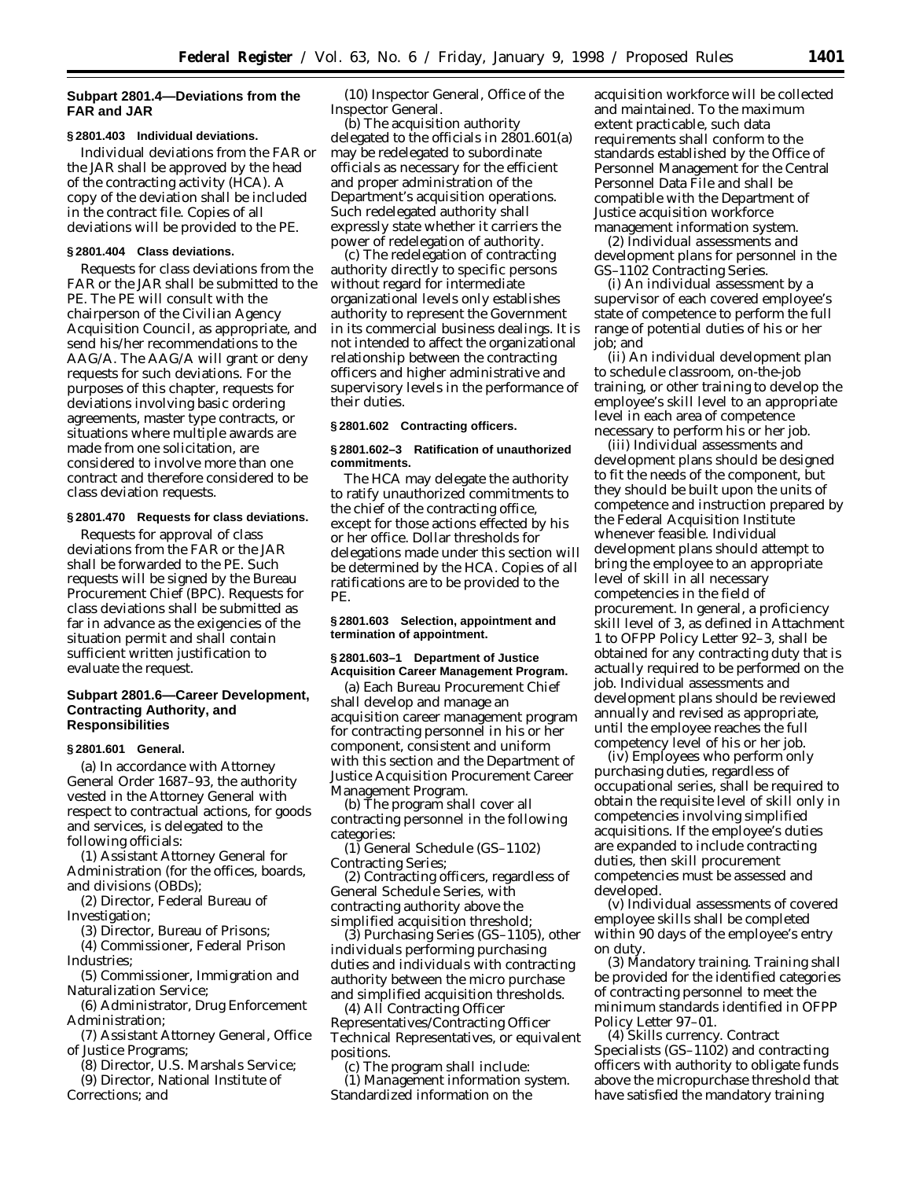## Subpart 2801.4—Deviations from the FAR and JAR

### § 2801.403 Individual deviations.

Individual deviations from the FAR or the JAR shall be approved by the head of the contracting activity (HCA). A copy of the deviation shall be included in the contract file. Copies of all deviations will be provided to the PE.

### § 2801.404 Class deviations.

Requests for class deviations from the FAR or the JAR shall be submitted to the PE. The PE will consult with the chairperson of the Civilian Agency Acquisition Council, as appropriate, and send his/her recommendations to the AAG/A. The AAG/A will grant or deny requests for such deviations. For the purposes of this chapter, requests for deviations involving basic ordering agreements, master type contracts, or situations where multiple awards are made from one solicitation, are considered to involve more than one contract and therefore considered to be class deviation requests.

### § 2801.470 Requests for class deviations.

Requests for approval of class deviations from the FAR or the JAR shall be forwarded to the PE. Such requests will be signed by the Bureau Procurement Chief (BPC). Requests for class deviations shall be submitted as far in advance as the exigencies of the situation permit and shall contain sufficient written justification to evaluate the request.

## Subpart 2801.6—Career Development, Contracting Authority, and Responsibilities

### § 2801.601 General.

(a) In accordance with Attorney General Order 1687–93, the authority vested in the Attorney General with respect to contractual actions, for goods and services, is delegated to the following officials:

(1) Assistant Attorney General for Administration (for the offices, boards, and divisions (OBDs);

(2) Director, Federal Bureau of Investigation;

(3) Director, Bureau of Prisons;

(4) Commissioner, Federal Prison Industries;

(5) Commissioner, Immigration and Naturalization Service;

(6) Administrator, Drug Enforcement Administration;

(7) Assistant Attorney General, Office of Justice Programs;

(8) Director, U.S. Marshals Service;

(9) Director, National Institute of Corrections; and

(10) Inspector General, Office of the Inspector General.

(b) The acquisition authority delegated to the officials in 2801.601(a) may be redelegated to subordinate officials as necessary for the efficient and proper administration of the Department's acquisition operations. Such redelegated authority shall expressly state whether it carriers the power of redelegation of authority.

(c) The redelegation of contracting authority directly to specific persons without regard for intermediate organizational levels only establishes authority to represent the Government in its commercial business dealings. It is not intended to affect the organizational relationship between the contracting officers and higher administrative and supervisory levels in the performance of their duties.

### § 2801.602 Contracting officers.

### § 2801.602–3 Ratification of unauthorized commitments.

The HCA may delegate the authority to ratify unauthorized commitments to the chief of the contracting office, except for those actions effected by his or her office. Dollar thresholds for delegations made under this section will be determined by the HCA. Copies of all ratifications are to be provided to the PE.

### § 2801.603 Selection, appointment and termination of appointment.

### § 2801.603–1 Department of Justice Acquisition Career Management Program.

(a) Each Bureau Procurement Chief shall develop and manage an acquisition career management program for contracting personnel in his or her component, consistent and uniform with this section and the Department of Justice Acquisition Procurement Career Management Program.

(b) The program shall cover all contracting personnel in the following categories:

(1) General Schedule (GS–1102) Contracting Series;

(2) Contracting officers, regardless of General Schedule Series, with contracting authority above the simplified acquisition threshold;

(3) Purchasing Series (GS–1105), other individuals performing purchasing duties and individuals with contracting authority between the micro purchase and simplified acquisition thresholds.

(4) All Contracting Officer Representatives/Contracting Officer Technical Representatives, or equivalent positions.

(c) The program shall include:

(1) *Management information system.* Standardized information on the acquisition workforce will be collected and maintained. To the maximum extent practicable, such data requirements shall conform to the standards established by the Office of Personnel Management for the Central Personnel Data File and shall be compatible with the Department of Justice acquisition workforce management information system.

(2) *Individual assessments and development plans for personnel in the GS–1102 Contracting Series.*

(i) An individual assessment by a supervisor of each covered employee's state of competence to perform the full range of potential duties of his or her job; and

(ii) An individual development plan to schedule classroom, on-the-job training, or other training to develop the employee's skill level to an appropriate level in each area of competence necessary to perform his or her job.

(iii) Individual assessments and development plans should be designed to fit the needs of the component, but they should be built upon the units of competence and instruction prepared by the Federal Acquisition Institute whenever feasible. Individual development plans should attempt to bring the employee to an appropriate level of skill in all necessary competencies in the field of procurement. In general, a proficiency skill level of 3, as defined in Attachment 1 to OFPP Policy Letter 92–3, shall be obtained for any contracting duty that is actually required to be performed on the job. Individual assessments and development plans should be reviewed annually and revised as appropriate, until the employee reaches the full competency level of his or her job.

(iv) Employees who perform only purchasing duties, regardless of occupational series, shall be required to obtain the requisite level of skill only in competencies involving simplified acquisitions. If the employee's duties are expanded to include contracting duties, then skill procurement competencies must be assessed and developed.

(v) Individual assessments of covered employee skills shall be completed within 90 days of the employee's entry on duty.

(3) *Mandatory training.* Training shall be provided for the identified categories of contracting personnel to meet the minimum standards identified in OFPP Policy Letter 97–01.

(4) *Skills currency.* Contract Specialists (GS–1102) and contracting officers with authority to obligate funds above the micropurchase threshold that have satisfied the mandatory training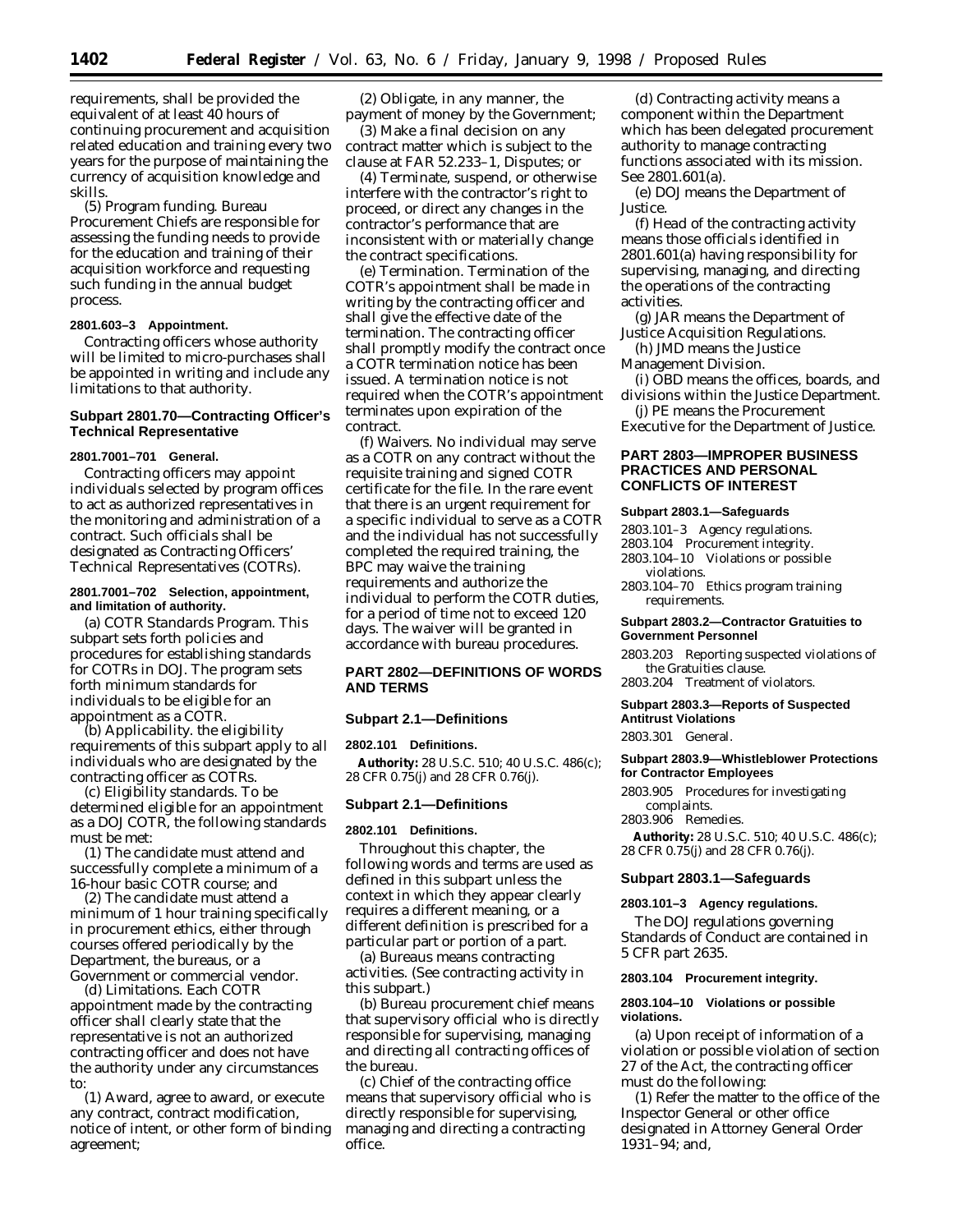requirements, shall be provided the equivalent of at least 40 hours of continuing procurement and acquisition related education and training every two years for the purpose of maintaining the currency of acquisition knowledge and skills.

(5) *Program funding.* Bureau Procurement Chiefs are responsible for assessing the funding needs to provide for the education and training of their acquisition workforce and requesting such funding in the annual budget process.

**2801.603–3 Appointment.**

Contracting officers whose authority will be limited to micro-purchases shall be appointed in writing and include any limitations to that authority.

### Subpart 2801.70—Contracting Officer's Technical Representative

**2801.7001–701 General.**

Contracting officers may appoint individuals selected by program offices to act as authorized representatives in the monitoring and administration of a contract. Such officials shall be designated as Contracting Officers' Technical Representatives (COTRs).

**2801.7001–702 Selection, appointment, and limitation of authority.**

(a) *COTR Standards Program.* This subpart sets forth policies and procedures for establishing standards for COTRs in DOJ. The program sets forth minimum standards for individuals to be eligible for an appointment as a COTR.

(b) *Applicability.* the eligibility requirements of this subpart apply to all individuals who are designated by the contracting officer as COTRs.

(c) *Eligibility standards.* To be determined eligible for an appointment as a DOJ COTR, the following standards must be met:

(1) The candidate must attend and successfully complete a minimum of a 16-hour basic COTR course; and

(2) The candidate must attend a minimum of 1 hour training specifically in procurement ethics, either through courses offered periodically by the Department, the bureaus, or a Government or commercial vendor.

(d) *Limitations.* Each COTR appointment made by the contracting officer shall clearly state that the representative is not an authorized contracting officer and does not have the authority under any circumstances to:

(1) Award, agree to award, or execute any contract, contract modification, notice of intent, or other form of binding agreement;

(2) Obligate, in any manner, the payment of money by the Government;

(3) Make a final decision on any contract matter which is subject to the clause at FAR 52.233–1, Disputes; or

(4) Terminate, suspend, or otherwise interfere with the contractor's right to proceed, or direct any changes in the contractor's performance that are inconsistent with or materially change the contract specifications.

(e) *Termination.* Termination of the COTR's appointment shall be made in writing by the contracting officer and shall give the effective date of the termination. The contracting officer shall promptly modify the contract once a COTR termination notice has been issued. A termination notice is not required when the COTR's appointment terminates upon expiration of the contract.

(f) *Waivers.* No individual may serve as a COTR on any contract without the requisite training and signed COTR certificate for the file. In the rare event that there is an urgent requirement for a specific individual to serve as a COTR and the individual has not successfully completed the required training, the BPC may waive the training requirements and authorize the individual to perform the COTR duties, for a period of time not to exceed 120 days. The waiver will be granted in accordance with bureau procedures.

## PART 2802—DEFINITIONS OF WORDS AND TERMS

### Subpart 2.1—Definitions

**2802.101 Definitions.**

**Authority:** 28 U.S.C. 510; 40 U.S.C. 486(c); 28 CFR 0.75(j) and 28 CFR 0.76(j).

### Subpart 2.1—Definitions

**2802.101 Definitions.**

Throughout this chapter, the following words and terms are used as defined in this subpart unless the context in which they appear clearly requires a different meaning, or a different definition is prescribed for a particular part or portion of a part.

(a) *Bureaus* means contracting activities. (See contracting activity in this subpart.)

(b) *Bureau procurement chief* means that supervisory official who is directly responsible for supervising, managing and directing all contracting offices of the bureau.

(c) *Chief of the contracting office* means that supervisory official who is directly responsible for supervising, managing and directing a contracting office.

(d) *Contracting activity* means a component within the Department which has been delegated procurement authority to manage contracting functions associated with its mission. See 2801.601(a).

(e) *DOJ* means the Department of Justice.

(f) *Head of the contracting activity* means those officials identified in 2801.601(a) having responsibility for supervising, managing, and directing the operations of the contracting activities.

(g) *JAR* means the Department of Justice Acquisition Regulations.

(h) *JMD* means the Justice Management Division.

(i) *OBD* means the offices, boards, and divisions within the Justice Department.

(j) *PE* means the Procurement Executive for the Department of Justice.

## PART 2803—IMPROPER BUSINESS PRACTICES AND PERSONAL CONFLICTS OF INTEREST

**Subpart 2803.1—Safeguards**

2803.101–3 Agency regulations.
2803.104 Procurement integrity.
2803.104–10 Violations or possible violations.
2803.104–70 Ethics program training requirements.

**Subpart 2803.2—Contractor Gratuities to Government Personnel**

2803.203 Reporting suspected violations of the Gratuities clause.
2803.204 Treatment of violators.

**Subpart 2803.3—Reports of Suspected Antitrust Violations**

2803.301 General.

**Subpart 2803.9—Whistleblower Protections for Contractor Employees**

2803.905 Procedures for investigating complaints.
2803.906 Remedies.

**Authority:** 28 U.S.C. 510; 40 U.S.C. 486(c); 28 CFR 0.75(j) and 28 CFR 0.76(j).

### Subpart 2803.1—Safeguards

**2803.101–3 Agency regulations.**

The DOJ regulations governing Standards of Conduct are contained in 5 CFR part 2635.

**2803.104 Procurement integrity.**

**2803.104–10 Violations or possible violations.**

(a) Upon receipt of information of a violation or possible violation of section 27 of the Act, the contracting officer must do the following:

(1) Refer the matter to the office of the Inspector General or other office designated in Attorney General Order 1931–94; and,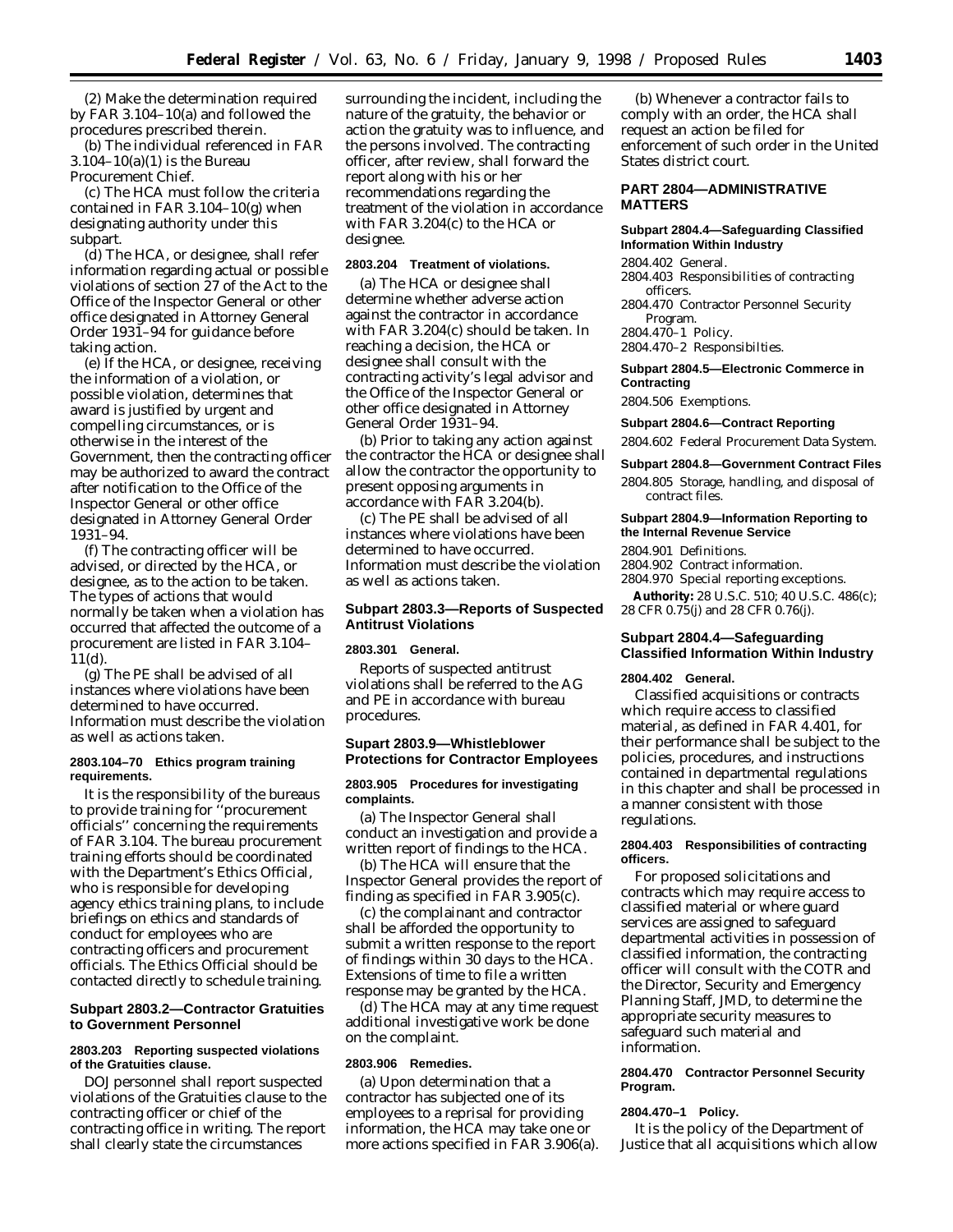(2) Make the determination required by FAR 3.104–10(a) and followed the procedures prescribed therein.

(b) The individual referenced in FAR 3.104–10(a)(1) is the Bureau Procurement Chief.

(c) The HCA must follow the criteria contained in FAR 3.104–10(g) when designating authority under this subpart.

(d) The HCA, or designee, shall refer information regarding actual or possible violations of section 27 of the Act to the Office of the Inspector General or other office designated in Attorney General Order 1931–94 for guidance before taking action.

(e) If the HCA, or designee, receiving the information of a violation, or possible violation, determines that award is justified by urgent and compelling circumstances, or is otherwise in the interest of the Government, then the contracting officer may be authorized to award the contract after notification to the Office of the Inspector General or other office designated in Attorney General Order 1931–94.

(f) The contracting officer will be advised, or directed by the HCA, or designee, as to the action to be taken. The types of actions that would normally be taken when a violation has occurred that affected the outcome of a procurement are listed in FAR 3.104–11(d).

(g) The PE shall be advised of all instances where violations have been determined to have occurred. Information must describe the violation as well as actions taken.

#### 2803.104–70 Ethics program training requirements.

It is the responsibility of the bureaus to provide training for ''procurement officials'' concerning the requirements of FAR 3.104. The bureau procurement training efforts should be coordinated with the Department's Ethics Official, who is responsible for developing agency ethics training plans, to include briefings on ethics and standards of conduct for employees who are contracting officers and procurement officials. The Ethics Official should be contacted directly to schedule training.

### Subpart 2803.2—Contractor Gratuities to Government Personnel

#### 2803.203 Reporting suspected violations of the Gratuities clause.

DOJ personnel shall report suspected violations of the Gratuities clause to the contracting officer or chief of the contracting office in writing. The report shall clearly state the circumstances surrounding the incident, including the nature of the gratuity, the behavior or action the gratuity was to influence, and the persons involved. The contracting officer, after review, shall forward the report along with his or her recommendations regarding the treatment of the violation in accordance with FAR 3.204(c) to the HCA or designee.

#### 2803.204 Treatment of violations.

(a) The HCA or designee shall determine whether adverse action against the contractor in accordance with FAR 3.204(c) should be taken. In reaching a decision, the HCA or designee shall consult with the contracting activity's legal advisor and the Office of the Inspector General or other office designated in Attorney General Order 1931–94.

(b) Prior to taking any action against the contractor the HCA or designee shall allow the contractor the opportunity to present opposing arguments in accordance with FAR 3.204(b).

(c) The PE shall be advised of all instances where violations have been determined to have occurred. Information must describe the violation as well as actions taken.

### Subpart 2803.3—Reports of Suspected Antitrust Violations

#### 2803.301 General.

Reports of suspected antitrust violations shall be referred to the AG and PE in accordance with bureau procedures.

### Supart 2803.9—Whistleblower Protections for Contractor Employees

#### 2803.905 Procedures for investigating complaints.

(a) The Inspector General shall conduct an investigation and provide a written report of findings to the HCA.

(b) The HCA will ensure that the Inspector General provides the report of finding as specified in FAR 3.905(c).

(c) the complainant and contractor shall be afforded the opportunity to submit a written response to the report of findings within 30 days to the HCA. Extensions of time to file a written response may be granted by the HCA.

(d) The HCA may at any time request additional investigative work be done on the complaint.

#### 2803.906 Remedies.

(a) Upon determination that a contractor has subjected one of its employees to a reprisal for providing information, the HCA may take one or more actions specified in FAR 3.906(a).

(b) Whenever a contractor fails to comply with an order, the HCA shall request an action be filed for enforcement of such order in the United States district court.

## PART 2804—ADMINISTRATIVE MATTERS

**Subpart 2804.4—Safeguarding Classified Information Within Industry**

2804.402 General.
2804.403 Responsibilities of contracting officers.
2804.470 Contractor Personnel Security Program.
2804.470–1 Policy.
2804.470–2 Responsibilties.

**Subpart 2804.5—Electronic Commerce in Contracting**

2804.506 Exemptions.

**Subpart 2804.6—Contract Reporting**

2804.602 Federal Procurement Data System.

**Subpart 2804.8—Government Contract Files**

2804.805 Storage, handling, and disposal of contract files.

**Subpart 2804.9—Information Reporting to the Internal Revenue Service**

2804.901 Definitions.
2804.902 Contract information.
2804.970 Special reporting exceptions.

**Authority:** 28 U.S.C. 510; 40 U.S.C. 486(c); 28 CFR 0.75(j) and 28 CFR 0.76(j).

### Subpart 2804.4—Safeguarding Classified Information Within Industry

#### 2804.402 General.

Classified acquisitions or contracts which require access to classified material, as defined in FAR 4.401, for their performance shall be subject to the policies, procedures, and instructions contained in departmental regulations in this chapter and shall be processed in a manner consistent with those regulations.

#### 2804.403 Responsibilities of contracting officers.

For proposed solicitations and contracts which may require access to classified material or where guard services are assigned to safeguard departmental activities in possession of classified information, the contracting officer will consult with the COTR and the Director, Security and Emergency Planning Staff, JMD, to determine the appropriate security measures to safeguard such material and information.

#### 2804.470 Contractor Personnel Security Program.

#### 2804.470–1 Policy.

It is the policy of the Department of Justice that all acquisitions which allow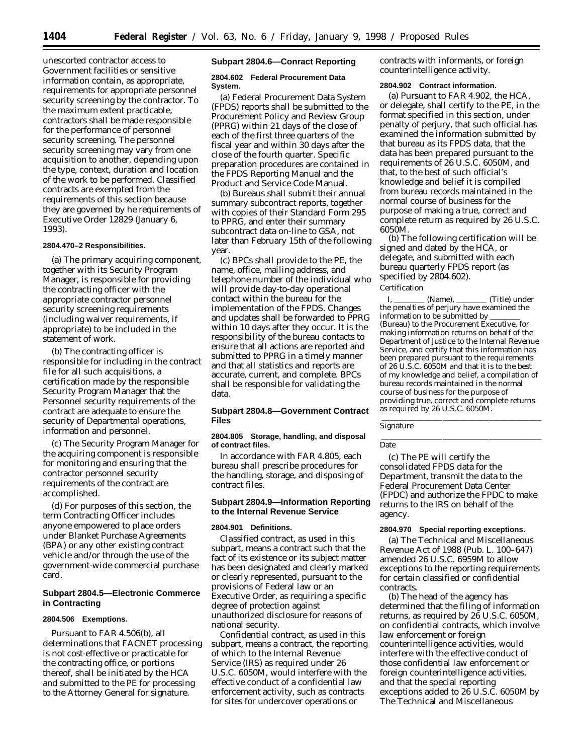unescorted contractor access to Government facilities or sensitive information contain, as appropriate, requirements for appropriate personnel security screening by the contractor. To the maximum extent practicable, contractors shall be made responsible for the performance of personnel security screening. The personnel security screening may vary from one acquisition to another, depending upon the type, context, duration and location of the work to be performed. Classified contracts are exempted from the requirements of this section because they are governed by he requirements of Executive Order 12829 (January 6, 1993).

**2804.470–2 Responsibilities.**

(a) The primary acquiring component, together with its Security Program Manager, is responsible for providing the contracting officer with the appropriate contractor personnel security screening requirements (including waiver requirements, if appropriate) to be included in the statement of work.

(b) The contracting officer is responsible for including in the contract file for all such acquisitions, a certification made by the responsible Security Program Manager that the Personnel security requirements of the contract are adequate to ensure the security of Departmental operations, information and personnel.

(c) The Security Program Manager for the acquiring component is responsible for monitoring and ensuring that the contractor personnel security requirements of the contract are accomplished.

(d) For purposes of this section, the term Contracting Officer includes anyone empowered to place orders under Blanket Purchase Agreements (BPA) or any other existing contract vehicle and/or through the use of the government-wide commercial purchase card.

## Subpart 2804.5—Electronic Commerce in Contracting

**2804.506 Exemptions.**

Pursuant to FAR 4.506(b), all determinations that FACNET processing is not cost-effective or practicable for the contracting office, or portions thereof, shall be initiated by the HCA and submitted to the PE for processing to the Attorney General for signature.

## Subpart 2804.6—Conract Reporting

**2804.602 Federal Procurement Data System.**

(a) Federal Procurement Data System (FPDS) reports shall be submitted to the Procurement Policy and Review Group (PPRG) within 21 days of the close of each of the first three quarters of the fiscal year and within 30 days after the close of the fourth quarter. Specific preparation procedures are contained in the FPDS Reporting Manual and the Product and Service Code Manual.

(b) Bureaus shall submit their annual summary subcontract reports, together with copies of their Standard Form 295 to PPRG, and enter their summary subcontract data on-line to GSA, not later than February 15th of the following year.

(c) BPCs shall provide to the PE, the name, office, mailing address, and telephone number of the individual who will provide day-to-day operational contact within the bureau for the implementation of the FPDS. Changes and updates shall be forwarded to PPRG within 10 days after they occur. It is the responsibility of the bureau contacts to ensure that all actions are reported and submitted to PPRG in a timely manner and that all statistics and reports are accurate, current, and complete. BPCs shall be responsible for validating the data.

## Subpart 2804.8—Government Contract Files

**2804.805 Storage, handling, and disposal of contract files.**

In accordance with FAR 4.805, each bureau shall prescribe procedures for the handling, storage, and disposing of contract files.

## Subpart 2804.9—Information Reporting to the Internal Revenue Service

**2804.901 Definitions.**

*Classified contract*, as used in this subpart, means a contract such that the fact of its existence or its subject matter has been designated and clearly marked or clearly represented, pursuant to the provisions of Federal law or an Executive Order, as requiring a specific degree of protection against unauthorized disclosure for reasons of national security.

*Confidential contract*, as used in this subpart, means a contract, the reporting of which to the Internal Revenue Service (IRS) as required under 26 U.S.C. 6050M, would interfere with the effective conduct of a confidential law enforcement activity, such as contracts for sites for undercover operations or contracts with informants, or foreign counterintelligence activity.

**2804.902 Contract information.**

(a) Pursuant to FAR 4.902, the HCA, or delegate, shall certify to the PE, in the format specified in this section, under penalty of perjury, that such official has examined the information submitted by that bureau as its FPDS data, that the data has been prepared pursuant to the requirements of 26 U.S.C. 6050M, and that, to the best of such official's knowledge and belief it is compiled from bureau records maintained in the normal course of business for the purpose of making a true, correct and complete return as required by 26 U.S.C. 6050M.

(b) The following certification will be signed and dated by the HCA, or delegate, and submitted with each bureau quarterly FPDS report (as specified by 2804.602).

*Certification*

I, \_\_\_\_\_\_\_\_ (Name), \_\_\_\_\_\_\_\_ (Title) under the penalties of perjury have examined the information to be submitted by \_\_\_\_\_\_\_\_ (Bureau) to the Procurement Executive, for making information returns on behalf of the Department of Justice to the Internal Revenue Service, and certify that this information has been prepared pursuant to the requirements of 26 U.S.C. 6050M and that it is to the best of my knowledge and belief, a compilation of bureau records maintained in the normal course of business for the purpose of providing true, correct and complete returns as required by 26 U.S.C. 6050M.

\_\_\_\_\_\_\_\_\_\_\_\_\_\_\_\_\_\_\_\_\_\_\_\_\_\_\_\_\_\_\_\_
Signature

\_\_\_\_\_\_\_\_\_\_\_\_\_\_\_\_\_\_\_\_\_\_\_\_\_\_\_\_\_\_\_\_
Date

(c) The PE will certify the consolidated FPDS data for the Department, transmit the data to the Federal Procurement Data Center (FPDC) and authorize the FPDC to make returns to the IRS on behalf of the agency.

**2804.970 Special reporting exceptions.**

(a) The Technical and Miscellaneous Revenue Act of 1988 (Pub. L. 100–647) amended 26 U.S.C. 6959M to allow exceptions to the reporting requirements for certain classified or confidential contracts.

(b) The head of the agency has determined that the filing of information returns, as required by 26 U.S.C. 6050M, on confidential contracts, which involve law enforcement or foreign counterintelligence activities, would interfere with the effective conduct of those confidential law enforcement or foreign counterintelligence activities, and that the special reporting exceptions added to 26 U.S.C. 6050M by The Technical and Miscellaneous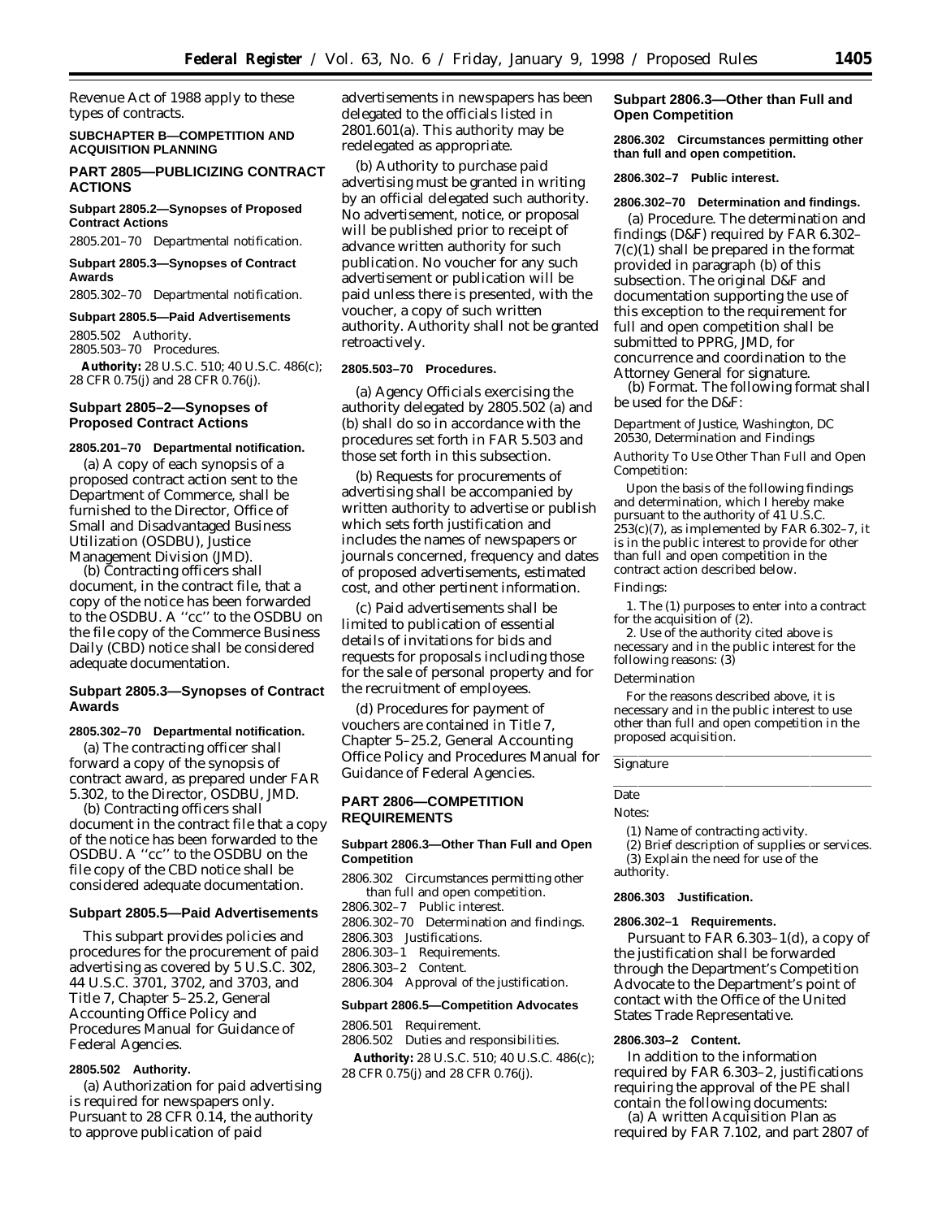Revenue Act of 1988 apply to these types of contracts.

**SUBCHAPTER B—COMPETITION AND ACQUISITION PLANNING**

## PART 2805—PUBLICIZING CONTRACT ACTIONS

**Subpart 2805.2—Synopses of Proposed Contract Actions**

2805.201–70 Departmental notification.

**Subpart 2805.3—Synopses of Contract Awards**

2805.302–70 Departmental notification.

**Subpart 2805.5—Paid Advertisements**

2805.502 Authority.
2805.503–70 Procedures.

**Authority:** 28 U.S.C. 510; 40 U.S.C. 486(c); 28 CFR 0.75(j) and 28 CFR 0.76(j).

### Subpart 2805–2—Synopses of Proposed Contract Actions

**2805.201–70 Departmental notification.**

(a) A copy of each synopsis of a proposed contract action sent to the Department of Commerce, shall be furnished to the Director, Office of Small and Disadvantaged Business Utilization (OSDBU), Justice Management Division (JMD).

(b) Contracting officers shall document, in the contract file, that a copy of the notice has been forwarded to the OSDBU. A ''cc'' to the OSDBU on the file copy of the Commerce Business Daily (CBD) notice shall be considered adequate documentation.

### Subpart 2805.3—Synopses of Contract Awards

**2805.302–70 Departmental notification.**

(a) The contracting officer shall forward a copy of the synopsis of contract award, as prepared under FAR 5.302, to the Director, OSDBU, JMD.

(b) Contracting officers shall document in the contract file that a copy of the notice has been forwarded to the OSDBU. A ''cc'' to the OSDBU on the file copy of the CBD notice shall be considered adequate documentation.

### Subpart 2805.5—Paid Advertisements

This subpart provides policies and procedures for the procurement of paid advertising as covered by 5 U.S.C. 302, 44 U.S.C. 3701, 3702, and 3703, and Title 7, Chapter 5–25.2, General Accounting Office Policy and Procedures Manual for Guidance of Federal Agencies.

**2805.502 Authority.**

(a) Authorization for paid advertising is required for newspapers only. Pursuant to 28 CFR 0.14, the authority to approve publication of paid advertisements in newspapers has been delegated to the officials listed in 2801.601(a). This authority may be redelegated as appropriate.

(b) Authority to purchase paid advertising must be granted in writing by an official delegated such authority. No advertisement, notice, or proposal will be published prior to receipt of advance written authority for such publication. No voucher for any such advertisement or publication will be paid unless there is presented, with the voucher, a copy of such written authority. Authority shall not be granted retroactively.

**2805.503–70 Procedures.**

(a) Agency Officials exercising the authority delegated by 2805.502 (a) and (b) shall do so in accordance with the procedures set forth in FAR 5.503 and those set forth in this subsection.

(b) Requests for procurements of advertising shall be accompanied by written authority to advertise or publish which sets forth justification and includes the names of newspapers or journals concerned, frequency and dates of proposed advertisements, estimated cost, and other pertinent information.

(c) Paid advertisements shall be limited to publication of essential details of invitations for bids and requests for proposals including those for the sale of personal property and for the recruitment of employees.

(d) Procedures for payment of vouchers are contained in Title 7, Chapter 5–25.2, General Accounting Office Policy and Procedures Manual for Guidance of Federal Agencies.

## PART 2806—COMPETITION REQUIREMENTS

**Subpart 2806.3—Other Than Full and Open Competition**

2806.302 Circumstances permitting other than full and open competition.
2806.302–7 Public interest.
2806.302–70 Determination and findings.
2806.303 Justifications.
2806.303–1 Requirements.
2806.303–2 Content.
2806.304 Approval of the justification.

**Subpart 2806.5—Competition Advocates**

2806.501 Requirement.
2806.502 Duties and responsibilities.

**Authority:** 28 U.S.C. 510; 40 U.S.C. 486(c); 28 CFR 0.75(j) and 28 CFR 0.76(j).

### Subpart 2806.3—Other than Full and Open Competition

**2806.302 Circumstances permitting other than full and open competition.**

**2806.302–7 Public interest.**

**2806.302–70 Determination and findings.**

(a) *Procedure.* The determination and findings (D&F) required by FAR 6.302–7(c)(1) shall be prepared in the format provided in paragraph (b) of this subsection. The original D&F and documentation supporting the use of this exception to the requirement for full and open competition shall be submitted to PPRG, JMD, for concurrence and coordination to the Attorney General for signature.

(b) *Format.* The following format shall be used for the D&F:

*Department of Justice, Washington, DC 20530, Determination and Findings*

*Authority To Use Other Than Full and Open Competition:*

Upon the basis of the following findings and determination, which I hereby make pursuant to the authority of 41 U.S.C. 253(c)(7), as implemented by FAR 6.302–7, it is in the public interest to provide for other than full and open competition in the contract action described below.

*Findings:*

1. The (1) purposes to enter into a contract for the acquisition of (2).

2. Use of the authority cited above is necessary and in the public interest for the following reasons: (3)

*Determination*

For the reasons described above, it is necessary and in the public interest to use other than full and open competition in the proposed acquisition.

\_\_\_\_\_\_\_\_\_\_\_\_\_\_\_\_\_\_\_\_\_\_\_\_\_\_\_\_\_\_\_\_\_\_\_\_\_\_
Signature

\_\_\_\_\_\_\_\_\_\_\_\_\_\_\_\_\_\_\_\_\_\_\_\_\_\_\_\_\_\_\_\_\_\_\_\_\_\_
Date

Notes:

(1) Name of contracting activity.
(2) Brief description of supplies or services.
(3) Explain the need for use of the authority.

**2806.303 Justification.**

**2806.302–1 Requirements.**

Pursuant to FAR 6.303–1(d), a copy of the justification shall be forwarded through the Department's Competition Advocate to the Department's point of contact with the Office of the United States Trade Representative.

**2806.303–2 Content.**

In addition to the information required by FAR 6.303–2, justifications requiring the approval of the PE shall contain the following documents:

(a) A written Acquisition Plan as required by FAR 7.102, and part 2807 of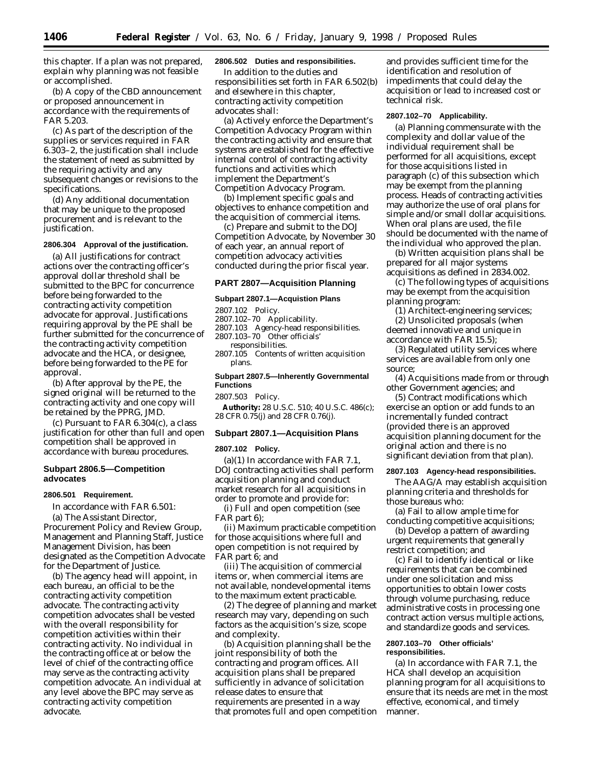this chapter. If a plan was not prepared, explain why planning was not feasible or accomplished.

(b) A copy of the CBD announcement or proposed announcement in accordance with the requirements of FAR 5.203.

(c) As part of the description of the supplies or services required in FAR 6.303–2, the justification shall include the statement of need as submitted by the requiring activity and any subsequent changes or revisions to the specifications.

(d) Any additional documentation that may be unique to the proposed procurement and is relevant to the justification.

**2806.304 Approval of the justification.**

(a) All justifications for contract actions over the contracting officer's approval dollar threshold shall be submitted to the BPC for concurrence before being forwarded to the contracting activity competition advocate for approval. Justifications requiring approval by the PE shall be further submitted for the concurrence of the contracting activity competition advocate and the HCA, or designee, before being forwarded to the PE for approval.

(b) After approval by the PE, the signed original will be returned to the contracting activity and one copy will be retained by the PPRG, JMD.

(c) Pursuant to FAR 6.304(c), a class justification for other than full and open competition shall be approved in accordance with bureau procedures.

## Subpart 2806.5—Competition advocates

**2806.501 Requirement.**

In accordance with FAR 6.501:

(a) The Assistant Director, Procurement Policy and Review Group, Management and Planning Staff, Justice Management Division, has been designated as the Competition Advocate for the Department of Justice.

(b) The agency head will appoint, in each bureau, an official to be the contracting activity competition advocate. The contracting activity competition advocates shall be vested with the overall responsibility for competition activities within their contracting activity. No individual in the contracting office at or below the level of chief of the contracting office may serve as the contracting activity competition advocate. An individual at any level above the BPC may serve as contracting activity competition advocate.

**2806.502 Duties and responsibilities.**

In addition to the duties and responsibilities set forth in FAR 6.502(b) and elsewhere in this chapter, contracting activity competition advocates shall:

(a) Actively enforce the Department's Competition Advocacy Program within the contracting activity and ensure that systems are established for the effective internal control of contracting activity functions and activities which implement the Department's Competition Advocacy Program.

(b) Implement specific goals and objectives to enhance competition and the acquisition of commercial items.

(c) Prepare and submit to the DOJ Competition Advocate, by November 30 of each year, an annual report of competition advocacy activities conducted during the prior fiscal year.

## PART 2807—Acquisition Planning

### Subpart 2807.1—Acquistion Plans

2807.102 Policy.
2807.102–70 Applicability.
2807.103 Agency-head responsibilities.
2807.103–70 Other officials' responsibilities.
2807.105 Contents of written acquisition plans.

### Subpart 2807.5—Inherently Governmental Functions

2807.503 Policy.

**Authority:** 28 U.S.C. 510; 40 U.S.C. 486(c); 28 CFR 0.75(j) and 28 CFR 0.76(j).

## Subpart 2807.1—Acquisition Plans

**2807.102 Policy.**

(a)(1) In accordance with FAR 7.1, DOJ contracting activities shall perform acquisition planning and conduct market research for all acquisitions in order to promote and provide for:

(i) Full and open competition (see FAR part 6);

(ii) Maximum practicable competition for those acquisitions where full and open competition is not required by FAR part 6; and

(iii) The acquisition of commercial items or, when commercial items are not available, nondevelopmental items to the maximum extent practicable.

(2) The degree of planning and market research may vary, depending on such factors as the acquisition's size, scope and complexity.

(b) Acquisition planning shall be the joint responsibility of both the contracting and program offices. All acquisition plans shall be prepared sufficiently in advance of solicitation release dates to ensure that requirements are presented in a way that promotes full and open competition and provides sufficient time for the identification and resolution of impediments that could delay the acquisition or lead to increased cost or technical risk.

**2807.102–70 Applicability.**

(a) Planning commensurate with the complexity and dollar value of the individual requirement shall be performed for all acquisitions, except for those acquisitions listed in paragraph (c) of this subsection which may be exempt from the planning process. Heads of contracting activities may authorize the use of oral plans for simple and/or small dollar acquisitions. When oral plans are used, the file should be documented with the name of the individual who approved the plan.

(b) Written acquisition plans shall be prepared for all major systems acquisitions as defined in 2834.002.

(c) The following types of acquisitions may be exempt from the acquisition planning program:

(1) Architect-engineering services;

(2) Unsolicited proposals (when deemed innovative and unique in accordance with FAR 15.5);

(3) Regulated utility services where services are available from only one source;

(4) Acquisitions made from or through other Government agencies; and

(5) Contract modifications which exercise an option or add funds to an incrementally funded contract (provided there is an approved acquisition planning document for the original action and there is no significant deviation from that plan).

**2807.103 Agency-head responsibilities.**

The AAG/A may establish acquisition planning criteria and thresholds for those bureaus who:

(a) Fail to allow ample time for conducting competitive acquisitions;

(b) Develop a pattern of awarding urgent requirements that generally restrict competition; and

(c) Fail to identify identical or like requirements that can be combined under one solicitation and miss opportunities to obtain lower costs through volume purchasing, reduce administrative costs in processing one contract action versus multiple actions, and standardize goods and services.

**2807.103–70 Other officials' responsibilities.**

(a) In accordance with FAR 7.1, the HCA shall develop an acquisition planning program for all acquisitions to ensure that its needs are met in the most effective, economical, and timely manner.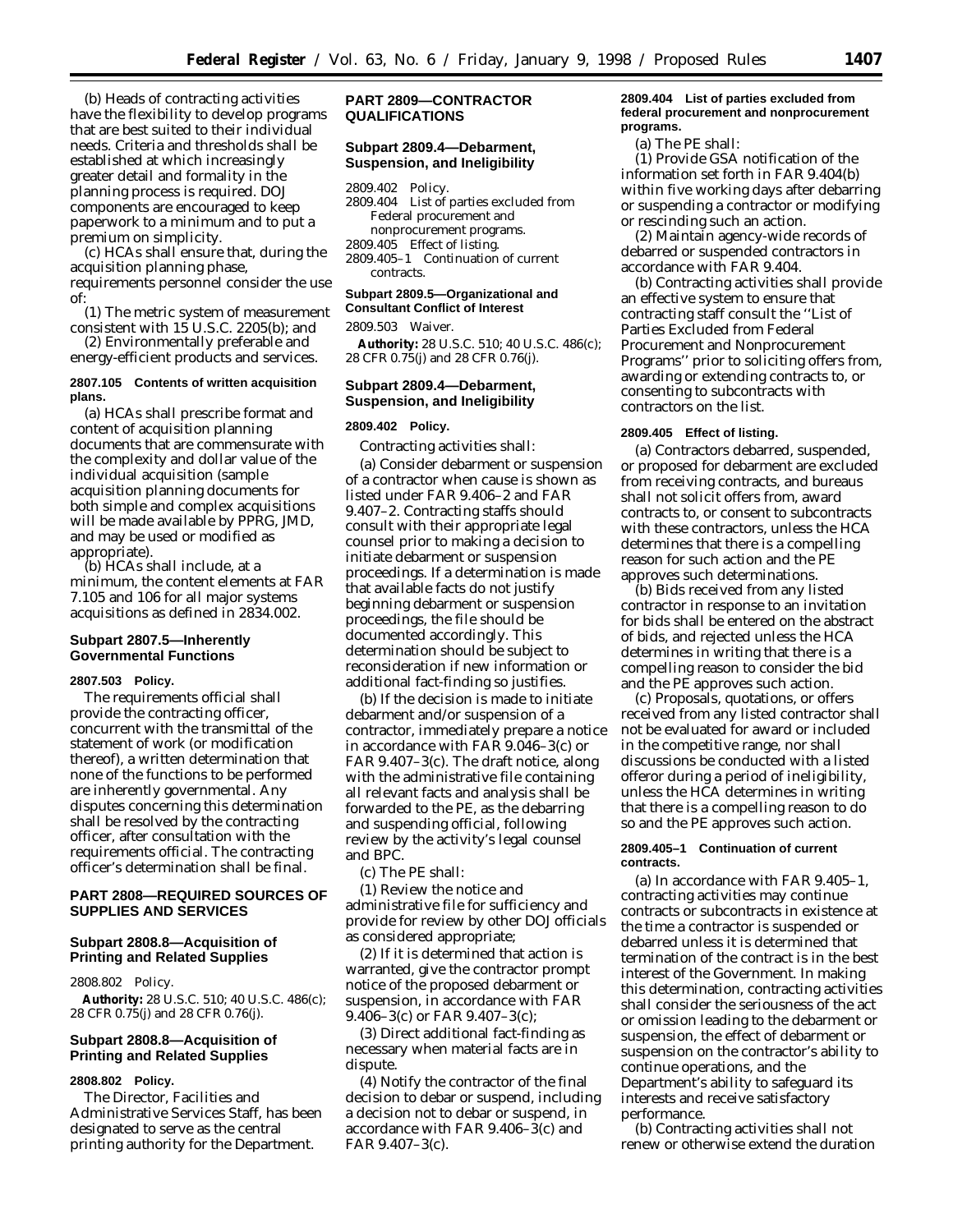(b) Heads of contracting activities have the flexibility to develop programs that are best suited to their individual needs. Criteria and thresholds shall be established at which increasingly greater detail and formality in the planning process is required. DOJ components are encouraged to keep paperwork to a minimum and to put a premium on simplicity.

(c) HCAs shall ensure that, during the acquisition planning phase, requirements personnel consider the use of:

(1) The metric system of measurement consistent with 15 U.S.C. 2205(b); and

(2) Environmentally preferable and energy-efficient products and services.

#### 2807.105 Contents of written acquisition plans.

(a) HCAs shall prescribe format and content of acquisition planning documents that are commensurate with the complexity and dollar value of the individual acquisition (sample acquisition planning documents for both simple and complex acquisitions will be made available by PPRG, JMD, and may be used or modified as appropriate).

(b) HCAs shall include, at a minimum, the content elements at FAR 7.105 and 106 for all major systems acquisitions as defined in 2834.002.

### Subpart 2807.5—Inherently Governmental Functions

#### 2807.503 Policy.

The requirements official shall provide the contracting officer, concurrent with the transmittal of the statement of work (or modification thereof), a written determination that none of the functions to be performed are inherently governmental. Any disputes concerning this determination shall be resolved by the contracting officer, after consultation with the requirements official. The contracting officer's determination shall be final.

## PART 2808—REQUIRED SOURCES OF SUPPLIES AND SERVICES

### Subpart 2808.8—Acquisition of Printing and Related Supplies

2808.802 Policy.

**Authority:** 28 U.S.C. 510; 40 U.S.C. 486(c); 28 CFR 0.75(j) and 28 CFR 0.76(j).

### Subpart 2808.8—Acquisition of Printing and Related Supplies

#### 2808.802 Policy.

The Director, Facilities and Administrative Services Staff, has been designated to serve as the central printing authority for the Department.

## PART 2809—CONTRACTOR QUALIFICATIONS

### Subpart 2809.4—Debarment, Suspension, and Ineligibility

2809.402 Policy.
2809.404 List of parties excluded from Federal procurement and nonprocurement programs.
2809.405 Effect of listing.
2809.405–1 Continuation of current contracts.

### Subpart 2809.5—Organizational and Consultant Conflict of Interest

2809.503 Waiver.

**Authority:** 28 U.S.C. 510; 40 U.S.C. 486(c); 28 CFR 0.75(j) and 28 CFR 0.76(j).

### Subpart 2809.4—Debarment, Suspension, and Ineligibility

#### 2809.402 Policy.

Contracting activities shall:

(a) Consider debarment or suspension of a contractor when cause is shown as listed under FAR 9.406–2 and FAR 9.407–2. Contracting staffs should consult with their appropriate legal counsel prior to making a decision to initiate debarment or suspension proceedings. If a determination is made that available facts do not justify beginning debarment or suspension proceedings, the file should be documented accordingly. This determination should be subject to reconsideration if new information or additional fact-finding so justifies.

(b) If the decision is made to initiate debarment and/or suspension of a contractor, immediately prepare a notice in accordance with FAR 9.046–3(c) or FAR 9.407–3(c). The draft notice, along with the administrative file containing all relevant facts and analysis shall be forwarded to the PE, as the debarring and suspending official, following review by the activity's legal counsel and BPC.

(c) The PE shall:

(1) Review the notice and administrative file for sufficiency and provide for review by other DOJ officials as considered appropriate;

(2) If it is determined that action is warranted, give the contractor prompt notice of the proposed debarment or suspension, in accordance with FAR 9.406–3(c) or FAR 9.407–3(c);

(3) Direct additional fact-finding as necessary when material facts are in dispute.

(4) Notify the contractor of the final decision to debar or suspend, including a decision not to debar or suspend, in accordance with FAR 9.406–3(c) and FAR 9.407–3(c).

#### 2809.404 List of parties excluded from federal procurement and nonprocurement programs.

(a) The PE shall:

(1) Provide GSA notification of the information set forth in FAR 9.404(b) within five working days after debarring or suspending a contractor or modifying or rescinding such an action.

(2) Maintain agency-wide records of debarred or suspended contractors in accordance with FAR 9.404.

(b) Contracting activities shall provide an effective system to ensure that contracting staff consult the "List of Parties Excluded from Federal Procurement and Nonprocurement Programs" prior to soliciting offers from, awarding or extending contracts to, or consenting to subcontracts with contractors on the list.

#### 2809.405 Effect of listing.

(a) Contractors debarred, suspended, or proposed for debarment are excluded from receiving contracts, and bureaus shall not solicit offers from, award contracts to, or consent to subcontracts with these contractors, unless the HCA determines that there is a compelling reason for such action and the PE approves such determinations.

(b) Bids received from any listed contractor in response to an invitation for bids shall be entered on the abstract of bids, and rejected unless the HCA determines in writing that there is a compelling reason to consider the bid and the PE approves such action.

(c) Proposals, quotations, or offers received from any listed contractor shall not be evaluated for award or included in the competitive range, nor shall discussions be conducted with a listed offeror during a period of ineligibility, unless the HCA determines in writing that there is a compelling reason to do so and the PE approves such action.

#### 2809.405–1 Continuation of current contracts.

(a) In accordance with FAR 9.405–1, contracting activities may continue contracts or subcontracts in existence at the time a contractor is suspended or debarred unless it is determined that termination of the contract is in the best interest of the Government. In making this determination, contracting activities shall consider the seriousness of the act or omission leading to the debarment or suspension, the effect of debarment or suspension on the contractor's ability to continue operations, and the Department's ability to safeguard its interests and receive satisfactory performance.

(b) Contracting activities shall not renew or otherwise extend the duration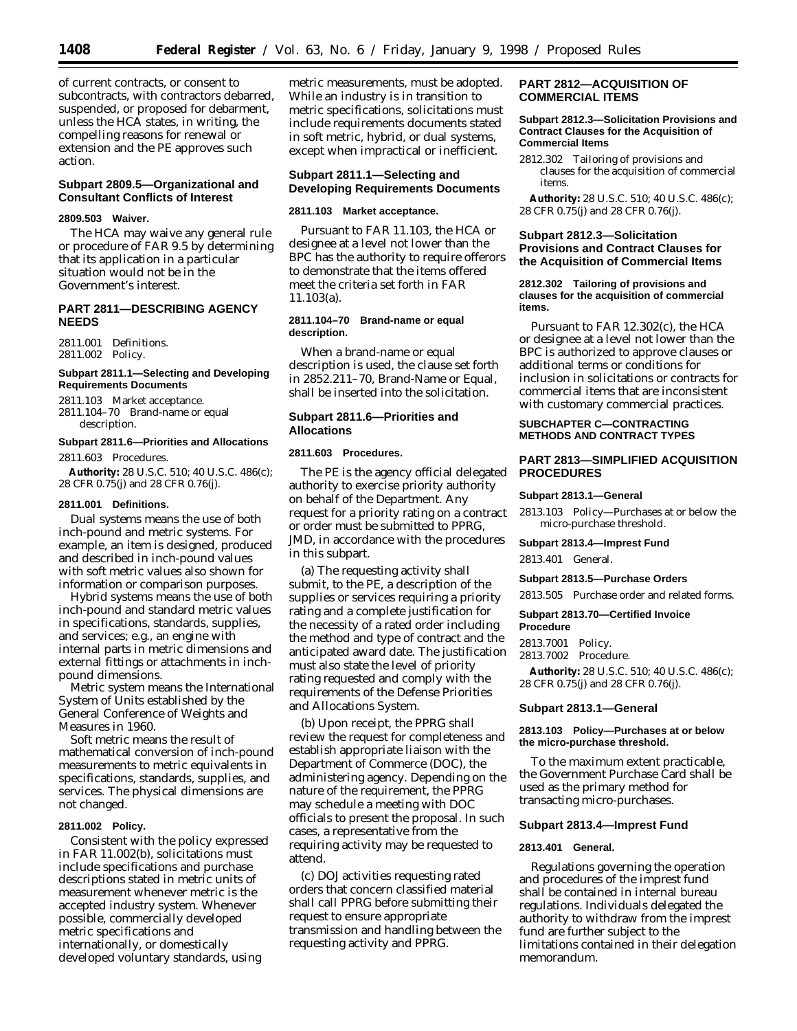of current contracts, or consent to subcontracts, with contractors debarred, suspended, or proposed for debarment, unless the HCA states, in writing, the compelling reasons for renewal or extension and the PE approves such action.

### Subpart 2809.5—Organizational and Consultant Conflicts of Interest

#### 2809.503 Waiver.

The HCA may waive any general rule or procedure of FAR 9.5 by determining that its application in a particular situation would not be in the Government's interest.

## PART 2811—DESCRIBING AGENCY NEEDS

2811.001 Definitions.
2811.002 Policy.

**Subpart 2811.1—Selecting and Developing Requirements Documents**

2811.103 Market acceptance.
2811.104–70 Brand-name or equal description.

**Subpart 2811.6—Priorities and Allocations**

2811.603 Procedures.

**Authority:** 28 U.S.C. 510; 40 U.S.C. 486(c); 28 CFR 0.75(j) and 28 CFR 0.76(j).

#### 2811.001 Definitions.

*Dual systems* means the use of both inch-pound and metric systems. For example, an item is designed, produced and described in inch-pound values with soft metric values also shown for information or comparison purposes.

*Hybrid systems* means the use of both inch-pound and standard metric values in specifications, standards, supplies, and services; e.g., an engine with internal parts in metric dimensions and external fittings or attachments in inch-pound dimensions.

*Metric system* means the International System of Units established by the General Conference of Weights and Measures in 1960.

*Soft metric* means the result of mathematical conversion of inch-pound measurements to metric equivalents in specifications, standards, supplies, and services. The physical dimensions are not changed.

#### 2811.002 Policy.

Consistent with the policy expressed in FAR 11.002(b), solicitations must include specifications and purchase descriptions stated in metric units of measurement whenever metric is the accepted industry system. Whenever possible, commercially developed metric specifications and internationally, or domestically developed voluntary standards, using metric measurements, must be adopted. While an industry is in transition to metric specifications, solicitations must include requirements documents stated in soft metric, hybrid, or dual systems, except when impractical or inefficient.

### Subpart 2811.1—Selecting and Developing Requirements Documents

#### 2811.103 Market acceptance.

Pursuant to FAR 11.103, the HCA or designee at a level not lower than the BPC has the authority to require offerors to demonstrate that the items offered meet the criteria set forth in FAR 11.103(a).

#### 2811.104–70 Brand-name or equal description.

When a brand-name or equal description is used, the clause set forth in 2852.211–70, Brand-Name or Equal, shall be inserted into the solicitation.

### Subpart 2811.6—Priorities and Allocations

#### 2811.603 Procedures.

The PE is the agency official delegated authority to exercise priority authority on behalf of the Department. Any request for a priority rating on a contract or order must be submitted to PPRG, JMD, in accordance with the procedures in this subpart.

(a) The requesting activity shall submit, to the PE, a description of the supplies or services requiring a priority rating and a complete justification for the necessity of a rated order including the method and type of contract and the anticipated award date. The justification must also state the level of priority rating requested and comply with the requirements of the Defense Priorities and Allocations System.

(b) Upon receipt, the PPRG shall review the request for completeness and establish appropriate liaison with the Department of Commerce (DOC), the administering agency. Depending on the nature of the requirement, the PPRG may schedule a meeting with DOC officials to present the proposal. In such cases, a representative from the requiring activity may be requested to attend.

(c) DOJ activities requesting rated orders that concern classified material shall call PPRG before submitting their request to ensure appropriate transmission and handling between the requesting activity and PPRG.

## PART 2812—ACQUISITION OF COMMERCIAL ITEMS

**Subpart 2812.3—Solicitation Provisions and Contract Clauses for the Acquisition of Commercial Items**

2812.302 Tailoring of provisions and clauses for the acquisition of commercial items.

**Authority:** 28 U.S.C. 510; 40 U.S.C. 486(c); 28 CFR 0.75(j) and 28 CFR 0.76(j).

### Subpart 2812.3—Solicitation Provisions and Contract Clauses for the Acquisition of Commercial Items

#### 2812.302 Tailoring of provisions and clauses for the acquisition of commercial items.

Pursuant to FAR 12.302(c), the HCA or designee at a level not lower than the BPC is authorized to approve clauses or additional terms or conditions for inclusion in solicitations or contracts for commercial items that are inconsistent with customary commercial practices.

## SUBCHAPTER C—CONTRACTING METHODS AND CONTRACT TYPES

## PART 2813—SIMPLIFIED ACQUISITION PROCEDURES

**Subpart 2813.1—General**

2813.103 Policy—Purchases at or below the micro-purchase threshold.

**Subpart 2813.4—Imprest Fund**

2813.401 General.

**Subpart 2813.5—Purchase Orders**

2813.505 Purchase order and related forms.

**Subpart 2813.70—Certified Invoice Procedure**

2813.7001 Policy.
2813.7002 Procedure.

**Authority:** 28 U.S.C. 510; 40 U.S.C. 486(c); 28 CFR 0.75(j) and 28 CFR 0.76(j).

### Subpart 2813.1—General

#### 2813.103 Policy—Purchases at or below the micro-purchase threshold.

To the maximum extent practicable, the Government Purchase Card shall be used as the primary method for transacting micro-purchases.

### Subpart 2813.4—Imprest Fund

#### 2813.401 General.

Regulations governing the operation and procedures of the imprest fund shall be contained in internal bureau regulations. Individuals delegated the authority to withdraw from the imprest fund are further subject to the limitations contained in their delegation memorandum.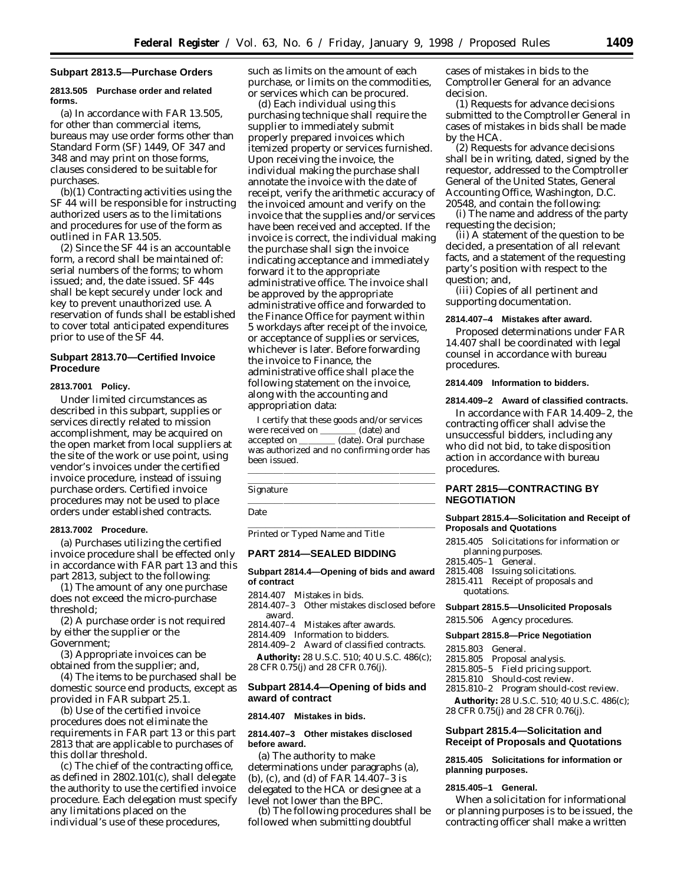### Subpart 2813.5—Purchase Orders

**2813.505 Purchase order and related forms.**

(a) In accordance with FAR 13.505, for other than commercial items, bureaus may use order forms other than Standard Form (SF) 1449, OF 347 and 348 and may print on those forms, clauses considered to be suitable for purchases.

(b)(1) Contracting activities using the SF 44 will be responsible for instructing authorized users as to the limitations and procedures for use of the form as outlined in FAR 13.505.

(2) Since the SF 44 is an accountable form, a record shall be maintained of: serial numbers of the forms; to whom issued; and, the date issued. SF 44s shall be kept securely under lock and key to prevent unauthorized use. A reservation of funds shall be established to cover total anticipated expenditures prior to use of the SF 44.

### Subpart 2813.70—Certified Invoice Procedure

**2813.7001 Policy.**

Under limited circumstances as described in this subpart, supplies or services directly related to mission accomplishment, may be acquired on the open market from local suppliers at the site of the work or use point, using vendor's invoices under the certified invoice procedure, instead of issuing purchase orders. Certified invoice procedures may not be used to place orders under established contracts.

**2813.7002 Procedure.**

(a) Purchases utilizing the certified invoice procedure shall be effected only in accordance with FAR part 13 and this part 2813, subject to the following:

(1) The amount of any one purchase does not exceed the micro-purchase threshold;

(2) A purchase order is not required by either the supplier or the Government;

(3) Appropriate invoices can be obtained from the supplier; and,

(4) The items to be purchased shall be domestic source end products, except as provided in FAR subpart 25.1.

(b) Use of the certified invoice procedures does not eliminate the requirements in FAR part 13 or this part 2813 that are applicable to purchases of this dollar threshold.

(c) The chief of the contracting office, as defined in 2802.101(c), shall delegate the authority to use the certified invoice procedure. Each delegation must specify any limitations placed on the individual's use of these procedures, such as limits on the amount of each purchase, or limits on the commodities, or services which can be procured.

(d) Each individual using this purchasing technique shall require the supplier to immediately submit properly prepared invoices which itemized property or services furnished. Upon receiving the invoice, the individual making the purchase shall annotate the invoice with the date of receipt, verify the arithmetic accuracy of the invoiced amount and verify on the invoice that the supplies and/or services have been received and accepted. If the invoice is correct, the individual making the purchase shall sign the invoice indicating acceptance and immediately forward it to the appropriate administrative office. The invoice shall be approved by the appropriate administrative office and forwarded to the Finance Office for payment within 5 workdays after receipt of the invoice, or acceptance of supplies or services, whichever is later. Before forwarding the invoice to Finance, the administrative office shall place the following statement on the invoice, along with the accounting and appropriation data:

I certify that these goods and/or services were received on ________ (date) and accepted on ________ (date). Oral purchase was authorized and no confirming order has been issued.

______________________________

Signature

______________________________

Date

______________________________

Printed or Typed Name and Title

## PART 2814—SEALED BIDDING

### Subpart 2814.4—Opening of bids and award of contract

2814.407 Mistakes in bids.
2814.407–3 Other mistakes disclosed before award.
2814.407–4 Mistakes after awards.
2814.409 Information to bidders.
2814.409–2 Award of classified contracts.

**Authority:** 28 U.S.C. 510; 40 U.S.C. 486(c); 28 CFR 0.75(j) and 28 CFR 0.76(j).

### Subpart 2814.4—Opening of bids and award of contract

**2814.407 Mistakes in bids.**

**2814.407–3 Other mistakes disclosed before award.**

(a) The authority to make determinations under paragraphs (a), (b), (c), and (d) of FAR 14.407–3 is delegated to the HCA or designee at a level not lower than the BPC.

(b) The following procedures shall be followed when submitting doubtful cases of mistakes in bids to the Comptroller General for an advance decision.

(1) Requests for advance decisions submitted to the Comptroller General in cases of mistakes in bids shall be made by the HCA.

(2) Requests for advance decisions shall be in writing, dated, signed by the requestor, addressed to the Comptroller General of the United States, General Accounting Office, Washington, D.C. 20548, and contain the following:

(i) The name and address of the party requesting the decision;

(ii) A statement of the question to be decided, a presentation of all relevant facts, and a statement of the requesting party's position with respect to the question; and,

(iii) Copies of all pertinent and supporting documentation.

**2814.407–4 Mistakes after award.**

Proposed determinations under FAR 14.407 shall be coordinated with legal counsel in accordance with bureau procedures.

**2814.409 Information to bidders.**

**2814.409–2 Award of classified contracts.**

In accordance with FAR 14.409–2, the contracting officer shall advise the unsuccessful bidders, including any who did not bid, to take disposition action in accordance with bureau procedures.

## PART 2815—CONTRACTING BY NEGOTIATION

### Subpart 2815.4—Solicitation and Receipt of Proposals and Quotations

2815.405 Solicitations for information or planning purposes.
2815.405–1 General.
2815.408 Issuing solicitations.
2815.411 Receipt of proposals and quotations.

### Subpart 2815.5—Unsolicited Proposals

2815.506 Agency procedures.

### Subpart 2815.8—Price Negotiation

2815.803 General.
2815.805 Proposal analysis.
2815.805–5 Field pricing support.
2815.810 Should-cost review.
2815.810–2 Program should-cost review.

**Authority:** 28 U.S.C. 510; 40 U.S.C. 486(c); 28 CFR 0.75(j) and 28 CFR 0.76(j).

### Subpart 2815.4—Solicitation and Receipt of Proposals and Quotations

**2815.405 Solicitations for information or planning purposes.**

**2815.405–1 General.**

When a solicitation for informational or planning purposes is to be issued, the contracting officer shall make a written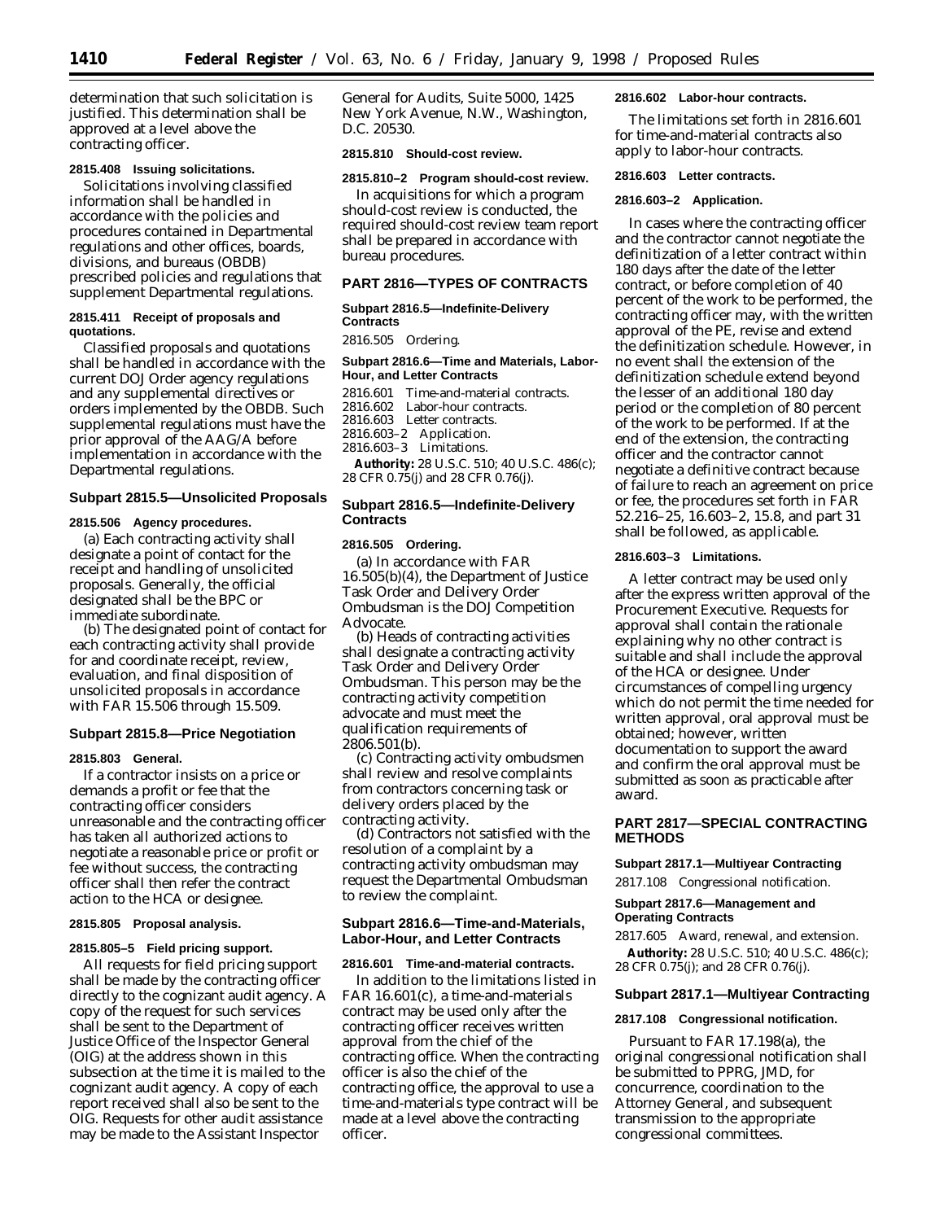determination that such solicitation is justified. This determination shall be approved at a level above the contracting officer.

**2815.408 Issuing solicitations.**

Solicitations involving classified information shall be handled in accordance with the policies and procedures contained in Departmental regulations and other offices, boards, divisions, and bureaus (OBDB) prescribed policies and regulations that supplement Departmental regulations.

**2815.411 Receipt of proposals and quotations.**

Classified proposals and quotations shall be handled in accordance with the current DOJ Order agency regulations and any supplemental directives or orders implemented by the OBDB. Such supplemental regulations must have the prior approval of the AAG/A before implementation in accordance with the Departmental regulations.

### Subpart 2815.5—Unsolicited Proposals

**2815.506 Agency procedures.**

(a) Each contracting activity shall designate a point of contact for the receipt and handling of unsolicited proposals. Generally, the official designated shall be the BPC or immediate subordinate.

(b) The designated point of contact for each contracting activity shall provide for and coordinate receipt, review, evaluation, and final disposition of unsolicited proposals in accordance with FAR 15.506 through 15.509.

### Subpart 2815.8—Price Negotiation

**2815.803 General.**

If a contractor insists on a price or demands a profit or fee that the contracting officer considers unreasonable and the contracting officer has taken all authorized actions to negotiate a reasonable price or profit or fee without success, the contracting officer shall then refer the contract action to the HCA or designee.

**2815.805 Proposal analysis.**

**2815.805–5 Field pricing support.**

All requests for field pricing support shall be made by the contracting officer directly to the cognizant audit agency. A copy of the request for such services shall be sent to the Department of Justice Office of the Inspector General (OIG) at the address shown in this subsection at the time it is mailed to the cognizant audit agency. A copy of each report received shall also be sent to the OIG. Requests for other audit assistance may be made to the Assistant Inspector General for Audits, Suite 5000, 1425 New York Avenue, N.W., Washington, D.C. 20530.

**2815.810 Should-cost review.**

**2815.810–2 Program should-cost review.**

In acquisitions for which a program should-cost review is conducted, the required should-cost review team report shall be prepared in accordance with bureau procedures.

## PART 2816—TYPES OF CONTRACTS

**Subpart 2816.5—Indefinite-Delivery Contracts**

2816.505 Ordering.

**Subpart 2816.6—Time and Materials, Labor-Hour, and Letter Contracts**

2816.601 Time-and-material contracts.
2816.602 Labor-hour contracts.
2816.603 Letter contracts.
2816.603–2 Application.
2816.603–3 Limitations.

**Authority:** 28 U.S.C. 510; 40 U.S.C. 486(c); 28 CFR 0.75(j) and 28 CFR 0.76(j).

### Subpart 2816.5—Indefinite-Delivery Contracts

**2816.505 Ordering.**

(a) In accordance with FAR 16.505(b)(4), the Department of Justice Task Order and Delivery Order Ombudsman is the DOJ Competition Advocate.

(b) Heads of contracting activities shall designate a contracting activity Task Order and Delivery Order Ombudsman. This person may be the contracting activity competition advocate and must meet the qualification requirements of 2806.501(b).

(c) Contracting activity ombudsmen shall review and resolve complaints from contractors concerning task or delivery orders placed by the contracting activity.

(d) Contractors not satisfied with the resolution of a complaint by a contracting activity ombudsman may request the Departmental Ombudsman to review the complaint.

### Subpart 2816.6—Time-and-Materials, Labor-Hour, and Letter Contracts

**2816.601 Time-and-material contracts.**

In addition to the limitations listed in FAR 16.601(c), a time-and-materials contract may be used only after the contracting officer receives written approval from the chief of the contracting office. When the contracting officer is also the chief of the contracting office, the approval to use a time-and-materials type contract will be made at a level above the contracting officer.

**2816.602 Labor-hour contracts.**

The limitations set forth in 2816.601 for time-and-material contracts also apply to labor-hour contracts.

**2816.603 Letter contracts.**

**2816.603–2 Application.**

In cases where the contracting officer and the contractor cannot negotiate the definitization of a letter contract within 180 days after the date of the letter contract, or before completion of 40 percent of the work to be performed, the contracting officer may, with the written approval of the PE, revise and extend the definitization schedule. However, in no event shall the extension of the definitization schedule extend beyond the lesser of an additional 180 day period or the completion of 80 percent of the work to be performed. If at the end of the extension, the contracting officer and the contractor cannot negotiate a definitive contract because of failure to reach an agreement on price or fee, the procedures set forth in FAR 52.216–25, 16.603–2, 15.8, and part 31 shall be followed, as applicable.

**2816.603–3 Limitations.**

A letter contract may be used only after the express written approval of the Procurement Executive. Requests for approval shall contain the rationale explaining why no other contract is suitable and shall include the approval of the HCA or designee. Under circumstances of compelling urgency which do not permit the time needed for written approval, oral approval must be obtained; however, written documentation to support the award and confirm the oral approval must be submitted as soon as practicable after award.

## PART 2817—SPECIAL CONTRACTING METHODS

**Subpart 2817.1—Multiyear Contracting**

2817.108 Congressional notification.

**Subpart 2817.6—Management and Operating Contracts**

2817.605 Award, renewal, and extension.

**Authority:** 28 U.S.C. 510; 40 U.S.C. 486(c); 28 CFR 0.75(j); and 28 CFR 0.76(j).

### Subpart 2817.1—Multiyear Contracting

**2817.108 Congressional notification.**

Pursuant to FAR 17.198(a), the original congressional notification shall be submitted to PPRG, JMD, for concurrence, coordination to the Attorney General, and subsequent transmission to the appropriate congressional committees.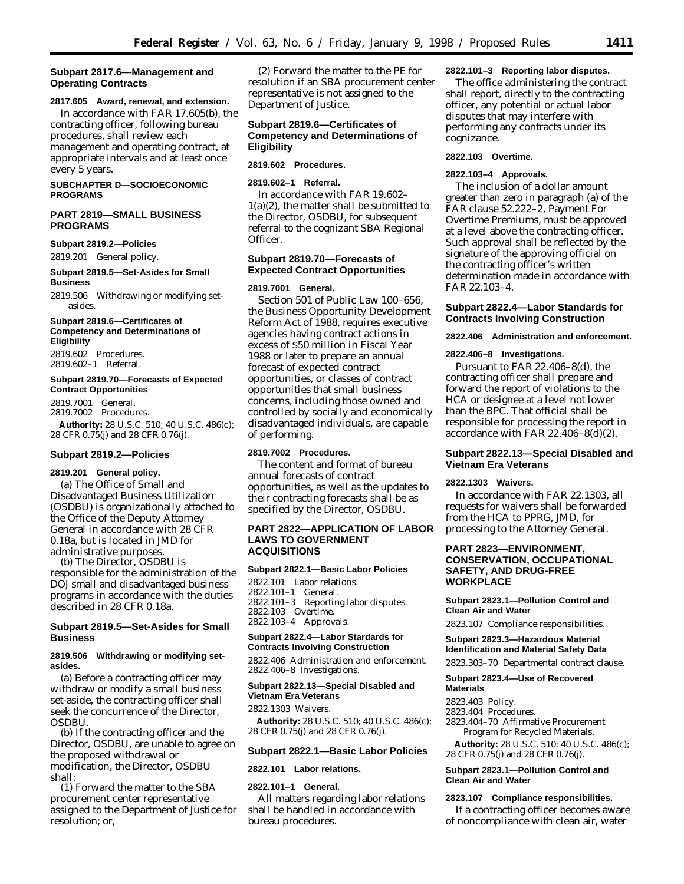### Subpart 2817.6—Management and Operating Contracts

**2817.605 Award, renewal, and extension.**

In accordance with FAR 17.605(b), the contracting officer, following bureau procedures, shall review each management and operating contract, at appropriate intervals and at least once every 5 years.

**SUBCHAPTER D—SOCIOECONOMIC PROGRAMS**

## PART 2819—SMALL BUSINESS PROGRAMS

**Subpart 2819.2—Policies**

2819.201 General policy.

**Subpart 2819.5—Set-Asides for Small Business**

2819.506 Withdrawing or modifying set-asides.

**Subpart 2819.6—Certificates of Competency and Determinations of Eligibility**

2819.602 Procedures.
2819.602–1 Referral.

**Subpart 2819.70—Forecasts of Expected Contract Opportunities**

2819.7001 General.
2819.7002 Procedures.

**Authority:** 28 U.S.C. 510; 40 U.S.C. 486(c); 28 CFR 0.75(j) and 28 CFR 0.76(j).

### Subpart 2819.2—Policies

**2819.201 General policy.**

(a) The Office of Small and Disadvantaged Business Utilization (OSDBU) is organizationally attached to the Office of the Deputy Attorney General in accordance with 28 CFR 0.18a, but is located in JMD for administrative purposes.

(b) The Director, OSDBU is responsible for the administration of the DOJ small and disadvantaged business programs in accordance with the duties described in 28 CFR 0.18a.

### Subpart 2819.5—Set-Asides for Small Business

**2819.506 Withdrawing or modifying set-asides.**

(a) Before a contracting officer may withdraw or modify a small business set-aside, the contracting officer shall seek the concurrence of the Director, OSDBU.

(b) If the contracting officer and the Director, OSDBU, are unable to agree on the proposed withdrawal or modification, the Director, OSDBU shall:

(1) Forward the matter to the SBA procurement center representative assigned to the Department of Justice for resolution; or,

(2) Forward the matter to the PE for resolution if an SBA procurement center representative is not assigned to the Department of Justice.

### Subpart 2819.6—Certificates of Competency and Determinations of Eligibility

**2819.602 Procedures.**

**2819.602–1 Referral.**

In accordance with FAR 19.602–1(a)(2), the matter shall be submitted to the Director, OSDBU, for subsequent referral to the cognizant SBA Regional Officer.

### Subpart 2819.70—Forecasts of Expected Contract Opportunities

**2819.7001 General.**

Section 501 of Public Law 100–656, the Business Opportunity Development Reform Act of 1988, requires executive agencies having contract actions in excess of $50 million in Fiscal Year 1988 or later to prepare an annual forecast of expected contract opportunities, or classes of contract opportunities that small business concerns, including those owned and controlled by socially and economically disadvantaged individuals, are capable of performing.

**2819.7002 Procedures.**

The content and format of bureau annual forecasts of contract opportunities, as well as the updates to their contracting forecasts shall be as specified by the Director, OSDBU.

## PART 2822—APPLICATION OF LABOR LAWS TO GOVERNMENT ACQUISITIONS

**Subpart 2822.1—Basic Labor Policies**

2822.101 Labor relations.
2822.101–1 General.
2822.101–3 Reporting labor disputes.
2822.103 Overtime.
2822.103–4 Approvals.

**Subpart 2822.4—Labor Stardards for Contracts Involving Construction**

2822.406 Administration and enforcement.
2822.406–8 Investigations.

**Subpart 2822.13—Special Disabled and Vietnam Era Veterans**

2822.1303 Waivers.

**Authority:** 28 U.S.C. 510; 40 U.S.C. 486(c); 28 CFR 0.75(j) and 28 CFR 0.76(j).

### Subpart 2822.1—Basic Labor Policies

**2822.101 Labor relations.**

**2822.101–1 General.**

All matters regarding labor relations shall be handled in accordance with bureau procedures.

**2822.101–3 Reporting labor disputes.**

The office administering the contract shall report, directly to the contracting officer, any potential or actual labor disputes that may interfere with performing any contracts under its cognizance.

**2822.103 Overtime.**

**2822.103–4 Approvals.**

The inclusion of a dollar amount greater than zero in paragraph (a) of the FAR clause 52.222–2, Payment For Overtime Premiums, must be approved at a level above the contracting officer. Such approval shall be reflected by the signature of the approving official on the contracting officer's written determination made in accordance with FAR 22.103–4.

### Subpart 2822.4—Labor Standards for Contracts Involving Construction

**2822.406 Administration and enforcement.**

**2822.406–8 Investigations.**

Pursuant to FAR 22.406–8(d), the contracting officer shall prepare and forward the report of violations to the HCA or designee at a level not lower than the BPC. That official shall be responsible for processing the report in accordance with FAR 22.406–8(d)(2).

### Subpart 2822.13—Special Disabled and Vietnam Era Veterans

**2822.1303 Waivers.**

In accordance with FAR 22.1303, all requests for waivers shall be forwarded from the HCA to PPRG, JMD, for processing to the Attorney General.

## PART 2823—ENVIRONMENT, CONSERVATION, OCCUPATIONAL SAFETY, AND DRUG-FREE WORKPLACE

**Subpart 2823.1—Pollution Control and Clean Air and Water**

2823.107 Compliance responsibilities.

**Subpart 2823.3—Hazardous Material Identification and Material Safety Data**

2823.303–70 Departmental contract clause.

**Subpart 2823.4—Use of Recovered Materials**

2823.403 Policy.
2823.404 Procedures.
2823.404–70 Affirmative Procurement Program for Recycled Materials.

**Authority:** 28 U.S.C. 510; 40 U.S.C. 486(c); 28 CFR 0.75(j) and 28 CFR 0.76(j).

### Subpart 2823.1—Pollution Control and Clean Air and Water

**2823.107 Compliance responsibilities.**

If a contracting officer becomes aware of noncompliance with clean air, water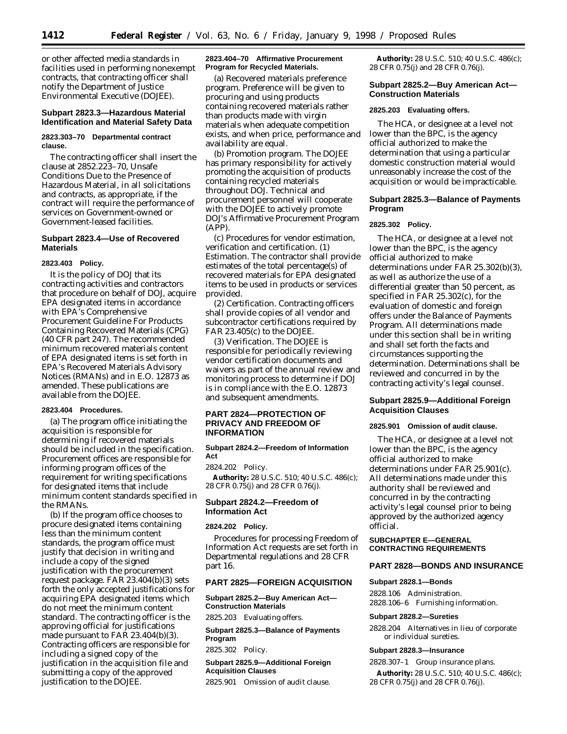or other affected media standards in facilities used in performing nonexempt contracts, that contracting officer shall notify the Department of Justice Environmental Executive (DOJEE).

### Subpart 2823.3—Hazardous Material Identification and Material Safety Data

**2823.303–70 Departmental contract clause.**

The contracting officer shall insert the clause at 2852.223–70, Unsafe Conditions Due to the Presence of Hazardous Material, in all solicitations and contracts, as appropriate, if the contract will require the performance of services on Government-owned or Government-leased facilities.

### Subpart 2823.4—Use of Recovered Materials

**2823.403 Policy.**

It is the policy of DOJ that its contracting activities and contractors that procedure on behalf of DOJ, acquire EPA designated items in accordance with EPA's Comprehensive Procurement Guideline For Products Containing Recovered Materials (CPG) (40 CFR part 247). The recommended minimum recovered materials content of EPA designated items is set forth in EPA's Recovered Materials Advisory Notices (RMANs) and in E.O. 12873 as amended. These publications are available from the DOJEE.

**2823.404 Procedures.**

(a) The program office initiating the acquisition is responsible for determining if recovered materials should be included in the specification. Procurement offices are responsible for informing program offices of the requirement for writing specifications for designated items that include minimum content standards specified in the RMANs.

(b) If the program office chooses to procure designated items containing less than the minimum content standards, the program office must justify that decision in writing and include a copy of the signed justification with the procurement request package. FAR 23.404(b)(3) sets forth the only accepted justifications for acquiring EPA designated items which do not meet the minimum content standard. The contracting officer is the approving official for justifications made pursuant to FAR 23.404(b)(3). Contracting officers are responsible for including a signed copy of the justification in the acquisition file and submitting a copy of the approved justification to the DOJEE.

**2823.404–70 Affirmative Procurement Program for Recycled Materials.**

(a) *Recovered materials preference program.* Preference will be given to procuring and using products containing recovered materials rather than products made with virgin materials when adequate competition exists, and when price, performance and availability are equal.

(b) *Promotion program.* The DOJEE has primary responsibility for actively promoting the acquisition of products containing recycled materials throughout DOJ. Technical and procurement personnel will cooperate with the DOJEE to actively promote DOJ's Affirmative Procurement Program (APP).

(c) *Procedures for vendor estimation, verification and certification.* (1) *Estimation.* The contractor shall provide estimates of the total percentage(s) of recovered materials for EPA designated items to be used in products or services provided.

(2) *Certification.* Contracting officers shall provide copies of all vendor and subcontractor certifications required by FAR 23.405(c) to the DOJEE.

(3) *Verification.* The DOJEE is responsible for periodically reviewing vendor certification documents and waivers as part of the annual review and monitoring process to determine if DOJ is in compliance with the E.O. 12873 and subsequent amendments.

## PART 2824—PROTECTION OF PRIVACY AND FREEDOM OF INFORMATION

**Subpart 2824.2—Freedom of Information Act**

2824.202 Policy.

**Authority:** 28 U.S.C. 510; 40 U.S.C. 486(c); 28 CFR 0.75(j) and 28 CFR 0.76(j).

### Subpart 2824.2—Freedom of Information Act

**2824.202 Policy.**

Procedures for processing Freedom of Information Act requests are set forth in Departmental regulations and 28 CFR part 16.

## PART 2825—FOREIGN ACQUISITION

**Subpart 2825.2—Buy American Act—Construction Materials**

2825.203 Evaluating offers.

**Subpart 2825.3—Balance of Payments Program**

2825.302 Policy.

**Subpart 2825.9—Additional Foreign Acquisition Clauses**

2825.901 Omission of audit clause.

**Authority:** 28 U.S.C. 510; 40 U.S.C. 486(c); 28 CFR 0.75(j) and 28 CFR 0.76(j).

### Subpart 2825.2—Buy American Act—Construction Materials

**2825.203 Evaluating offers.**

The HCA, or designee at a level not lower than the BPC, is the agency official authorized to make the determination that using a particular domestic construction material would unreasonably increase the cost of the acquisition or would be impracticable.

### Subpart 2825.3—Balance of Payments Program

**2825.302 Policy.**

The HCA, or designee at a level not lower than the BPC, is the agency official authorized to make determinations under FAR 25.302(b)(3), as well as authorize the use of a differential greater than 50 percent, as specified in FAR 25.302(c), for the evaluation of domestic and foreign offers under the Balance of Payments Program. All determinations made under this section shall be in writing and shall set forth the facts and circumstances supporting the determination. Determinations shall be reviewed and concurred in by the contracting activity's legal counsel.

### Subpart 2825.9—Additional Foreign Acquisition Clauses

**2825.901 Omission of audit clause.**

The HCA, or designee at a level not lower than the BPC, is the agency official authorized to make determinations under FAR 25.901(c). All determinations made under this authority shall be reviewed and concurred in by the contracting activity's legal counsel prior to being approved by the authorized agency official.

## SUBCHAPTER E—GENERAL CONTRACTING REQUIREMENTS

## PART 2828—BONDS AND INSURANCE

**Subpart 2828.1—Bonds**

2828.106 Administration.
2828.106–6 Furnishing information.

**Subpart 2828.2—Sureties**

2828.204 Alternatives in lieu of corporate or individual sureties.

**Subpart 2828.3—Insurance**

2828.307–1 Group insurance plans.

**Authority:** 28 U.S.C. 510; 40 U.S.C. 486(c); 28 CFR 0.75(j) and 28 CFR 0.76(j).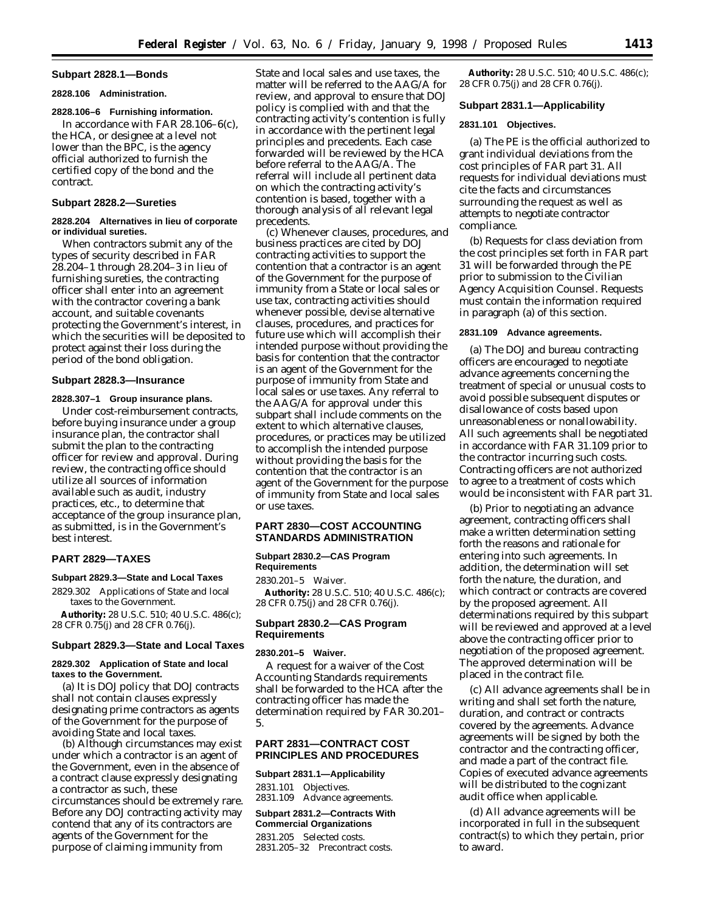## Subpart 2828.1—Bonds

### 2828.106 Administration.

### 2828.106–6 Furnishing information.

In accordance with FAR 28.106–6(c), the HCA, or designee at a level not lower than the BPC, is the agency official authorized to furnish the certified copy of the bond and the contract.

## Subpart 2828.2—Sureties

### 2828.204 Alternatives in lieu of corporate or individual sureties.

When contractors submit any of the types of security described in FAR 28.204–1 through 28.204–3 in lieu of furnishing sureties, the contracting officer shall enter into an agreement with the contractor covering a bank account, and suitable covenants protecting the Government's interest, in which the securities will be deposited to protect against their loss during the period of the bond obligation.

## Subpart 2828.3—Insurance

### 2828.307–1 Group insurance plans.

Under cost-reimbursement contracts, before buying insurance under a group insurance plan, the contractor shall submit the plan to the contracting officer for review and approval. During review, the contracting office should utilize all sources of information available such as audit, industry practices, etc., to determine that acceptance of the group insurance plan, as submitted, is in the Government's best interest.

# PART 2829—TAXES

## Subpart 2829.3—State and Local Taxes

2829.302 Applications of State and local taxes to the Government.

**Authority:** 28 U.S.C. 510; 40 U.S.C. 486(c); 28 CFR 0.75(j) and 28 CFR 0.76(j).

## Subpart 2829.3—State and Local Taxes

### 2829.302 Application of State and local taxes to the Government.

(a) It is DOJ policy that DOJ contracts shall not contain clauses expressly designating prime contractors as agents of the Government for the purpose of avoiding State and local taxes.

(b) Although circumstances may exist under which a contractor is an agent of the Government, even in the absence of a contract clause expressly designating a contractor as such, these circumstances should be extremely rare. Before any DOJ contracting activity may contend that any of its contractors are agents of the Government for the purpose of claiming immunity from State and local sales and use taxes, the matter will be referred to the AAG/A for review, and approval to ensure that DOJ policy is complied with and that the contracting activity's contention is fully in accordance with the pertinent legal principles and precedents. Each case forwarded will be reviewed by the HCA before referral to the AAG/A. The referral will include all pertinent data on which the contracting activity's contention is based, together with a thorough analysis of all relevant legal precedents.

(c) Whenever clauses, procedures, and business practices are cited by DOJ contracting activities to support the contention that a contractor is an agent of the Government for the purpose of immunity from a State or local sales or use tax, contracting activities should whenever possible, devise alternative clauses, procedures, and practices for future use which will accomplish their intended purpose without providing the basis for contention that the contractor is an agent of the Government for the purpose of immunity from State and local sales or use taxes. Any referral to the AAG/A for approval under this subpart shall include comments on the extent to which alternative clauses, procedures, or practices may be utilized to accomplish the intended purpose without providing the basis for the contention that the contractor is an agent of the Government for the purpose of immunity from State and local sales or use taxes.

# PART 2830—COST ACCOUNTING STANDARDS ADMINISTRATION

## Subpart 2830.2—CAS Program Requirements

2830.201–5 Waiver.

**Authority:** 28 U.S.C. 510; 40 U.S.C. 486(c); 28 CFR 0.75(j) and 28 CFR 0.76(j).

## Subpart 2830.2—CAS Program Requirements

### 2830.201–5 Waiver.

A request for a waiver of the Cost Accounting Standards requirements shall be forwarded to the HCA after the contracting officer has made the determination required by FAR 30.201–5.

# PART 2831—CONTRACT COST PRINCIPLES AND PROCEDURES

## Subpart 2831.1—Applicability

2831.101 Objectives.
2831.109 Advance agreements.

## Subpart 2831.2—Contracts With Commercial Organizations

2831.205 Selected costs.
2831.205–32 Precontract costs.

**Authority:** 28 U.S.C. 510; 40 U.S.C. 486(c); 28 CFR 0.75(j) and 28 CFR 0.76(j).

## Subpart 2831.1—Applicability

### 2831.101 Objectives.

(a) The PE is the official authorized to grant individual deviations from the cost principles of FAR part 31. All requests for individual deviations must cite the facts and circumstances surrounding the request as well as attempts to negotiate contractor compliance.

(b) Requests for class deviation from the cost principles set forth in FAR part 31 will be forwarded through the PE prior to submission to the Civilian Agency Acquisition Counsel. Requests must contain the information required in paragraph (a) of this section.

### 2831.109 Advance agreements.

(a) The DOJ and bureau contracting officers are encouraged to negotiate advance agreements concerning the treatment of special or unusual costs to avoid possible subsequent disputes or disallowance of costs based upon unreasonableness or nonallowability. All such agreements shall be negotiated in accordance with FAR 31.109 prior to the contractor incurring such costs. Contracting officers are not authorized to agree to a treatment of costs which would be inconsistent with FAR part 31.

(b) Prior to negotiating an advance agreement, contracting officers shall make a written determination setting forth the reasons and rationale for entering into such agreements. In addition, the determination will set forth the nature, the duration, and which contract or contracts are covered by the proposed agreement. All determinations required by this subpart will be reviewed and approved at a level above the contracting officer prior to negotiation of the proposed agreement. The approved determination will be placed in the contract file.

(c) All advance agreements shall be in writing and shall set forth the nature, duration, and contract or contracts covered by the agreements. Advance agreements will be signed by both the contractor and the contracting officer, and made a part of the contract file. Copies of executed advance agreements will be distributed to the cognizant audit office when applicable.

(d) All advance agreements will be incorporated in full in the subsequent contract(s) to which they pertain, prior to award.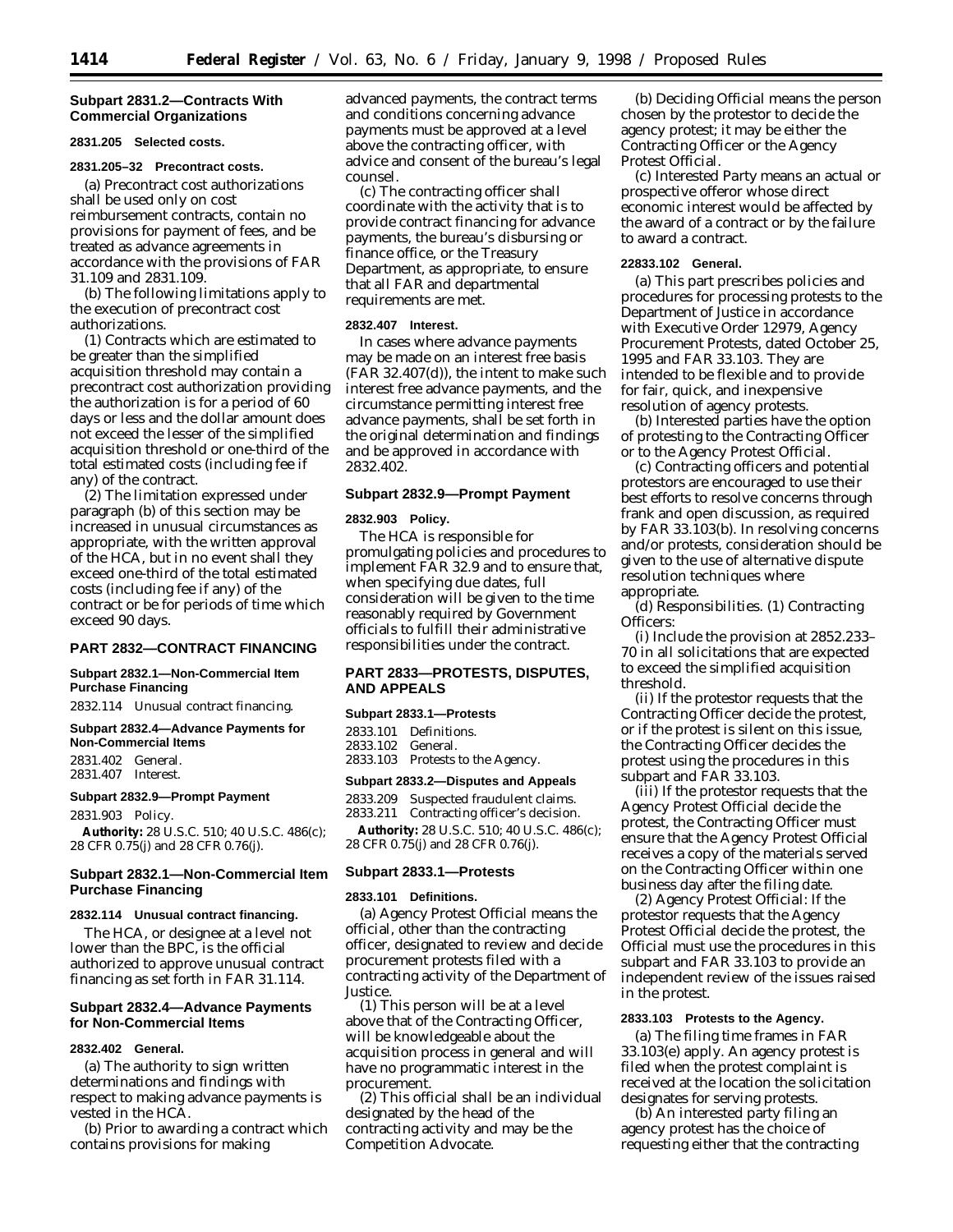### Subpart 2831.2—Contracts With Commercial Organizations

#### 2831.205 Selected costs.

#### 2831.205–32 Precontract costs.

(a) Precontract cost authorizations shall be used only on cost reimbursement contracts, contain no provisions for payment of fees, and be treated as advance agreements in accordance with the provisions of FAR 31.109 and 2831.109.

(b) The following limitations apply to the execution of precontract cost authorizations.

(1) Contracts which are estimated to be greater than the simplified acquisition threshold may contain a precontract cost authorization providing the authorization is for a period of 60 days or less and the dollar amount does not exceed the lesser of the simplified acquisition threshold or one-third of the total estimated costs (including fee if any) of the contract.

(2) The limitation expressed under paragraph (b) of this section may be increased in unusual circumstances as appropriate, with the written approval of the HCA, but in no event shall they exceed one-third of the total estimated costs (including fee if any) of the contract or be for periods of time which exceed 90 days.

## PART 2832—CONTRACT FINANCING

### Subpart 2832.1—Non-Commercial Item Purchase Financing

2832.114 Unusual contract financing.

### Subpart 2832.4—Advance Payments for Non-Commercial Items

2831.402 General.
2831.407 Interest.

### Subpart 2832.9—Prompt Payment

2831.903 Policy.

**Authority:** 28 U.S.C. 510; 40 U.S.C. 486(c); 28 CFR 0.75(j) and 28 CFR 0.76(j).

### Subpart 2832.1—Non-Commercial Item Purchase Financing

#### 2832.114 Unusual contract financing.

The HCA, or designee at a level not lower than the BPC, is the official authorized to approve unusual contract financing as set forth in FAR 31.114.

### Subpart 2832.4—Advance Payments for Non-Commercial Items

#### 2832.402 General.

(a) The authority to sign written determinations and findings with respect to making advance payments is vested in the HCA.

(b) Prior to awarding a contract which contains provisions for making advanced payments, the contract terms and conditions concerning advance payments must be approved at a level above the contracting officer, with advice and consent of the bureau's legal counsel.

(c) The contracting officer shall coordinate with the activity that is to provide contract financing for advance payments, the bureau's disbursing or finance office, or the Treasury Department, as appropriate, to ensure that all FAR and departmental requirements are met.

#### 2832.407 Interest.

In cases where advance payments may be made on an interest free basis (FAR 32.407(d)), the intent to make such interest free advance payments, and the circumstance permitting interest free advance payments, shall be set forth in the original determination and findings and be approved in accordance with 2832.402.

### Subpart 2832.9—Prompt Payment

#### 2832.903 Policy.

The HCA is responsible for promulgating policies and procedures to implement FAR 32.9 and to ensure that, when specifying due dates, full consideration will be given to the time reasonably required by Government officials to fulfill their administrative responsibilities under the contract.

## PART 2833—PROTESTS, DISPUTES, AND APPEALS

### Subpart 2833.1—Protests

2833.101 Definitions.
2833.102 General.
2833.103 Protests to the Agency.

### Subpart 2833.2—Disputes and Appeals

2833.209 Suspected fraudulent claims.
2833.211 Contracting officer's decision.

**Authority:** 28 U.S.C. 510; 40 U.S.C. 486(c); 28 CFR 0.75(j) and 28 CFR 0.76(j).

### Subpart 2833.1—Protests

#### 2833.101 Definitions.

(a) *Agency Protest Official* means the official, other than the contracting officer, designated to review and decide procurement protests filed with a contracting activity of the Department of Justice.

(1) This person will be at a level above that of the Contracting Officer, will be knowledgeable about the acquisition process in general and will have no programmatic interest in the procurement.

(2) This official shall be an individual designated by the head of the contracting activity and may be the Competition Advocate.

(b) *Deciding Official* means the person chosen by the protestor to decide the agency protest; it may be either the Contracting Officer or the Agency Protest Official.

(c) *Interested Party* means an actual or prospective offeror whose direct economic interest would be affected by the award of a contract or by the failure to award a contract.

#### 22833.102 General.

(a) This part prescribes policies and procedures for processing protests to the Department of Justice in accordance with Executive Order 12979, Agency Procurement Protests, dated October 25, 1995 and FAR 33.103. They are intended to be flexible and to provide for fair, quick, and inexpensive resolution of agency protests.

(b) Interested parties have the option of protesting to the Contracting Officer or to the Agency Protest Official.

(c) Contracting officers and potential protestors are encouraged to use their best efforts to resolve concerns through frank and open discussion, as required by FAR 33.103(b). In resolving concerns and/or protests, consideration should be given to the use of alternative dispute resolution techniques where appropriate.

(d) *Responsibilities.* (1) Contracting Officers:

(i) Include the provision at 2852.233–70 in all solicitations that are expected to exceed the simplified acquisition threshold.

(ii) If the protestor requests that the Contracting Officer decide the protest, or if the protest is silent on this issue, the Contracting Officer decides the protest using the procedures in this subpart and FAR 33.103.

(iii) If the protestor requests that the Agency Protest Official decide the protest, the Contracting Officer must ensure that the Agency Protest Official receives a copy of the materials served on the Contracting Officer within one business day after the filing date.

(2) Agency Protest Official: If the protestor requests that the Agency Protest Official decide the protest, the Official must use the procedures in this subpart and FAR 33.103 to provide an independent review of the issues raised in the protest.

#### 2833.103 Protests to the Agency.

(a) The filing time frames in FAR 33.103(e) apply. An agency protest is filed when the protest complaint is received at the location the solicitation designates for serving protests.

(b) An interested party filing an agency protest has the choice of requesting either that the contracting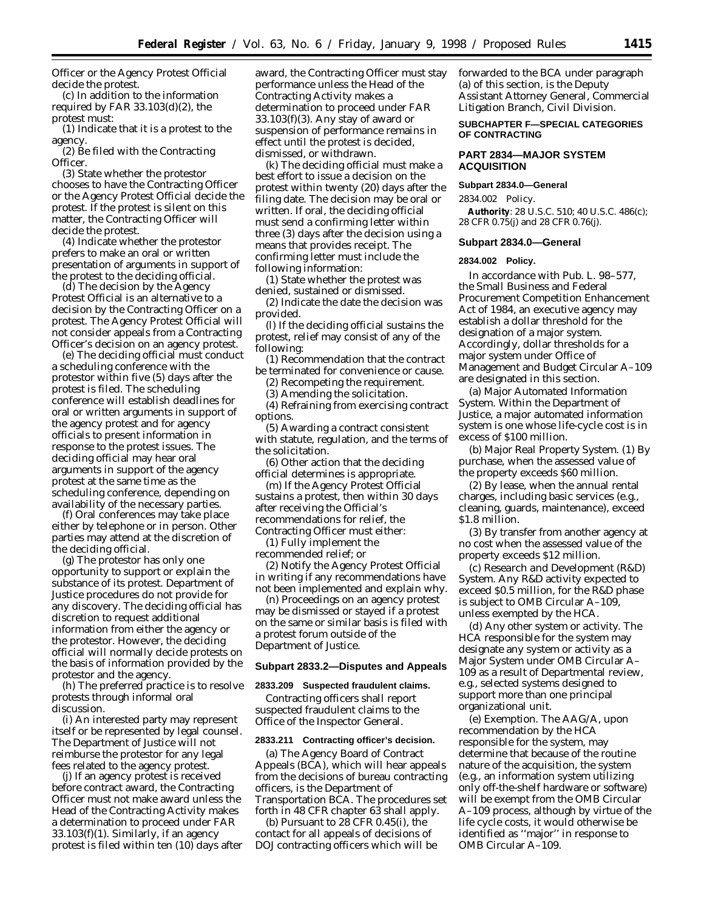Officer or the Agency Protest Official decide the protest.

(c) In addition to the information required by FAR 33.103(d)(2), the protest must:

(1) Indicate that it is a protest to the agency.

(2) Be filed with the Contracting Officer.

(3) State whether the protestor chooses to have the Contracting Officer or the Agency Protest Official decide the protest. If the protest is silent on this matter, the Contracting Officer will decide the protest.

(4) Indicate whether the protestor prefers to make an oral or written presentation of arguments in support of the protest to the deciding official.

(d) The decision by the Agency Protest Official is an alternative to a decision by the Contracting Officer on a protest. The Agency Protest Official will not consider appeals from a Contracting Officer's decision on an agency protest.

(e) The deciding official must conduct a scheduling conference with the protestor within five (5) days after the protest is filed. The scheduling conference will establish deadlines for oral or written arguments in support of the agency protest and for agency officials to present information in response to the protest issues. The deciding official may hear oral arguments in support of the agency protest at the same time as the scheduling conference, depending on availability of the necessary parties.

(f) Oral conferences may take place either by telephone or in person. Other parties may attend at the discretion of the deciding official.

(g) The protestor has only one opportunity to support or explain the substance of its protest. Department of Justice procedures do not provide for any discovery. The deciding official has discretion to request additional information from either the agency or the protestor. However, the deciding official will normally decide protests on the basis of information provided by the protestor and the agency.

(h) The preferred practice is to resolve protests through informal oral discussion.

(i) An interested party may represent itself or be represented by legal counsel. The Department of Justice will not reimburse the protestor for any legal fees related to the agency protest.

(j) If an agency protest is received before contract award, the Contracting Officer must not make award unless the Head of the Contracting Activity makes a determination to proceed under FAR 33.103(f)(1). Similarly, if an agency protest is filed within ten (10) days after award, the Contracting Officer must stay performance unless the Head of the Contracting Activity makes a determination to proceed under FAR 33.103(f)(3). Any stay of award or suspension of performance remains in effect until the protest is decided, dismissed, or withdrawn.

(k) The deciding official must make a best effort to issue a decision on the protest within twenty (20) days after the filing date. The decision may be oral or written. If oral, the deciding official must send a confirming letter within three (3) days after the decision using a means that provides receipt. The confirming letter must include the following information:

(1) State whether the protest was denied, sustained or dismissed.

(2) Indicate the date the decision was provided.

(l) If the deciding official sustains the protest, relief may consist of any of the following:

(1) Recommendation that the contract be terminated for convenience or cause.

(2) Recompeting the requirement.

(3) Amending the solicitation.

(4) Refraining from exercising contract options.

(5) Awarding a contract consistent with statute, regulation, and the terms of the solicitation.

(6) Other action that the deciding official determines is appropriate.

(m) If the Agency Protest Official sustains a protest, then within 30 days after receiving the Official's recommendations for relief, the Contracting Officer must either:

(1) Fully implement the recommended relief; or

(2) Notify the Agency Protest Official in writing if any recommendations have not been implemented and explain why.

(n) Proceedings on an agency protest may be dismissed or stayed if a protest on the same or similar basis is filed with a protest forum outside of the Department of Justice.

### Subpart 2833.2—Disputes and Appeals

**2833.209 Suspected fraudulent claims.**

Contracting officers shall report suspected fraudulent claims to the Office of the Inspector General.

**2833.211 Contracting officer's decision.**

(a) The Agency Board of Contract Appeals (BCA), which will hear appeals from the decisions of bureau contracting officers, is the Department of Transportation BCA. The procedures set forth in 48 CFR chapter 63 shall apply.

(b) Pursuant to 28 CFR 0.45(i), the contact for all appeals of decisions of DOJ contracting officers which will be forwarded to the BCA under paragraph (a) of this section, is the Deputy Assistant Attorney General, Commercial Litigation Branch, Civil Division.

## SUBCHAPTER F—SPECIAL CATEGORIES OF CONTRACTING

## PART 2834—MAJOR SYSTEM ACQUISITION

**Subpart 2834.0—General**

2834.002 Policy.

**Authority**: 28 U.S.C. 510; 40 U.S.C. 486(c); 28 CFR 0.75(j) and 28 CFR 0.76(j).

### Subpart 2834.0—General

**2834.002 Policy.**

In accordance with Pub. L. 98–577, the Small Business and Federal Procurement Competition Enhancement Act of 1984, an executive agency may establish a dollar threshold for the designation of a major system. Accordingly, dollar thresholds for a major system under Office of Management and Budget Circular A–109 are designated in this section.

(a) Major Automated Information System. Within the Department of Justice, a major automated information system is one whose life-cycle cost is in excess of $100 million.

(b) Major Real Property System. (1) By purchase, when the assessed value of the property exceeds $60 million.

(2) By lease, when the annual rental charges, including basic services (e.g., cleaning, guards, maintenance), exceed $1.8 million.

(3) By transfer from another agency at no cost when the assessed value of the property exceeds $12 million.

(c) Research and Development (R&D) System. Any R&D activity expected to exceed $0.5 million, for the R&D phase is subject to OMB Circular A–109, unless exempted by the HCA.

(d) Any other system or activity. The HCA responsible for the system may designate any system or activity as a Major System under OMB Circular A–109 as a result of Departmental review, e.g., selected systems designed to support more than one principal organizational unit.

(e) Exemption. The AAG/A, upon recommendation by the HCA responsible for the system, may determine that because of the routine nature of the acquisition, the system (e.g., an information system utilizing only off-the-shelf hardware or software) will be exempt from the OMB Circular A–109 process, although by virtue of the life cycle costs, it would otherwise be identified as ''major'' in response to OMB Circular A–109.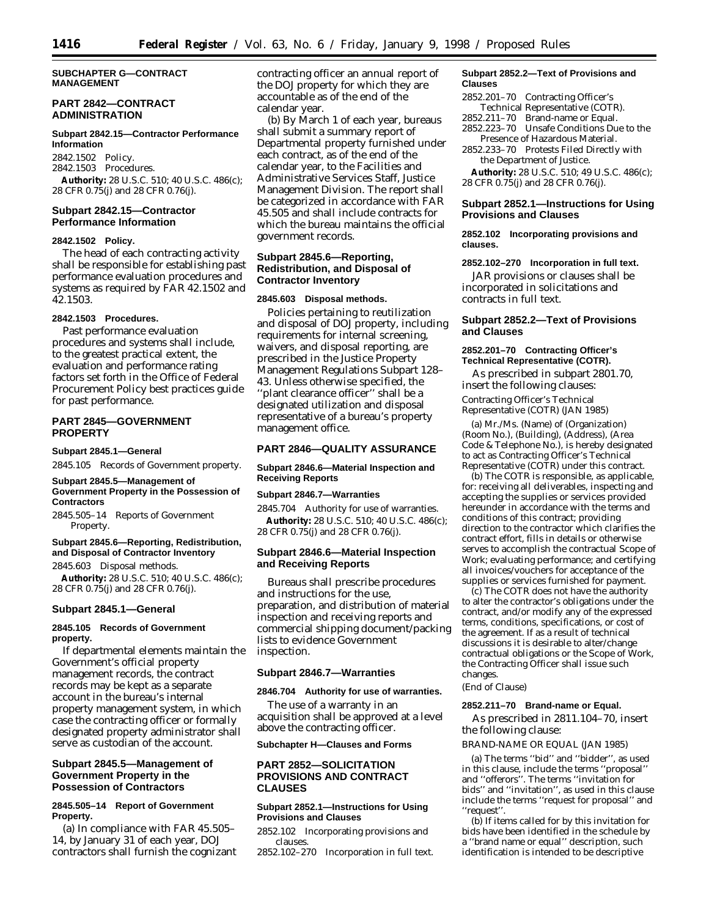**SUBCHAPTER G—CONTRACT MANAGEMENT**

## PART 2842—CONTRACT ADMINISTRATION

**Subpart 2842.15—Contractor Performance Information**

2842.1502 Policy.
2842.1503 Procedures.

**Authority:** 28 U.S.C. 510; 40 U.S.C. 486(c); 28 CFR 0.75(j) and 28 CFR 0.76(j).

### Subpart 2842.15—Contractor Performance Information

**2842.1502 Policy.**

The head of each contracting activity shall be responsible for establishing past performance evaluation procedures and systems as required by FAR 42.1502 and 42.1503.

**2842.1503 Procedures.**

Past performance evaluation procedures and systems shall include, to the greatest practical extent, the evaluation and performance rating factors set forth in the Office of Federal Procurement Policy best practices guide for past performance.

## PART 2845—GOVERNMENT PROPERTY

**Subpart 2845.1—General**

2845.105 Records of Government property.

**Subpart 2845.5—Management of Government Property in the Possession of Contractors**

2845.505–14 Reports of Government Property.

**Subpart 2845.6—Reporting, Redistribution, and Disposal of Contractor Inventory**

2845.603 Disposal methods.

**Authority:** 28 U.S.C. 510; 40 U.S.C. 486(c); 28 CFR 0.75(j) and 28 CFR 0.76(j).

### Subpart 2845.1—General

**2845.105 Records of Government property.**

If departmental elements maintain the Government's official property management records, the contract records may be kept as a separate account in the bureau's internal property management system, in which case the contracting officer or formally designated property administrator shall serve as custodian of the account.

### Subpart 2845.5—Management of Government Property in the Possession of Contractors

**2845.505–14 Report of Government Property.**

(a) In compliance with FAR 45.505–14, by January 31 of each year, DOJ contractors shall furnish the cognizant contracting officer an annual report of the DOJ property for which they are accountable as of the end of the calendar year.

(b) By March 1 of each year, bureaus shall submit a summary report of Departmental property furnished under each contract, as of the end of the calendar year, to the Facilities and Administrative Services Staff, Justice Management Division. The report shall be categorized in accordance with FAR 45.505 and shall include contracts for which the bureau maintains the official government records.

### Subpart 2845.6—Reporting, Redistribution, and Disposal of Contractor Inventory

**2845.603 Disposal methods.**

Policies pertaining to reutilization and disposal of DOJ property, including requirements for internal screening, waivers, and disposal reporting, are prescribed in the Justice Property Management Regulations Subpart 128–43. Unless otherwise specified, the ''plant clearance officer'' shall be a designated utilization and disposal representative of a bureau's property management office.

## PART 2846—QUALITY ASSURANCE

**Subpart 2846.6—Material Inspection and Receiving Reports**

**Subpart 2846.7—Warranties**

2845.704 Authority for use of warranties.

**Authority:** 28 U.S.C. 510; 40 U.S.C. 486(c); 28 CFR 0.75(j) and 28 CFR 0.76(j).

### Subpart 2846.6—Material Inspection and Receiving Reports

Bureaus shall prescribe procedures and instructions for the use, preparation, and distribution of material inspection and receiving reports and commercial shipping document/packing lists to evidence Government inspection.

### Subpart 2846.7—Warranties

**2846.704 Authority for use of warranties.**

The use of a warranty in an acquisition shall be approved at a level above the contracting officer.

**Subchapter H—Clauses and Forms**

## PART 2852—SOLICITATION PROVISIONS AND CONTRACT CLAUSES

**Subpart 2852.1—Instructions for Using Provisions and Clauses**

2852.102 Incorporating provisions and clauses.
2852.102–270 Incorporation in full text.

**Subpart 2852.2—Text of Provisions and Clauses**

2852.201–70 Contracting Officer's Technical Representative (COTR).
2852.211–70 Brand-name or Equal.
2852.223–70 Unsafe Conditions Due to the Presence of Hazardous Material.
2852.233–70 Protests Filed Directly with the Department of Justice.

**Authority:** 28 U.S.C. 510; 49 U.S.C. 486(c); 28 CFR 0.75(j) and 28 CFR 0.76(j).

### Subpart 2852.1—Instructions for Using Provisions and Clauses

**2852.102 Incorporating provisions and clauses.**

**2852.102–270 Incorporation in full text.**

JAR provisions or clauses shall be incorporated in solicitations and contracts in full text.

### Subpart 2852.2—Text of Provisions and Clauses

**2852.201–70 Contracting Officer's Technical Representative (COTR).**

As prescribed in subpart 2801.70, insert the following clauses:

Contracting Officer's Technical Representative (COTR) (JAN 1985)

(a) Mr./Ms. (Name) of (Organization) (Room No.), (Building), (Address), (Area Code & Telephone No.), is hereby designated to act as Contracting Officer's Technical Representative (COTR) under this contract.

(b) The COTR is responsible, as applicable, for: receiving all deliverables, inspecting and accepting the supplies or services provided hereunder in accordance with the terms and conditions of this contract; providing direction to the contractor which clarifies the contract effort, fills in details or otherwise serves to accomplish the contractual Scope of Work; evaluating performance; and certifying all invoices/vouchers for acceptance of the supplies or services furnished for payment.

(c) The COTR does not have the authority to alter the contractor's obligations under the contract, and/or modify any of the expressed terms, conditions, specifications, or cost of the agreement. If as a result of technical discussions it is desirable to alter/change contractual obligations or the Scope of Work, the Contracting Officer shall issue such changes.

(End of Clause)

**2852.211–70 Brand-name or Equal.**

As prescribed in 2811.104–70, insert the following clause:

BRAND-NAME OR EQUAL (JAN 1985)

(a) The terms ''bid'' and ''bidder'', as used in this clause, include the terms ''proposal'' and ''offerors''. The terms ''invitation for bids'' and ''invitation'', as used in this clause include the terms ''request for proposal'' and ''request''.

(b) If items called for by this invitation for bids have been identified in the schedule by a ''brand name or equal'' description, such identification is intended to be descriptive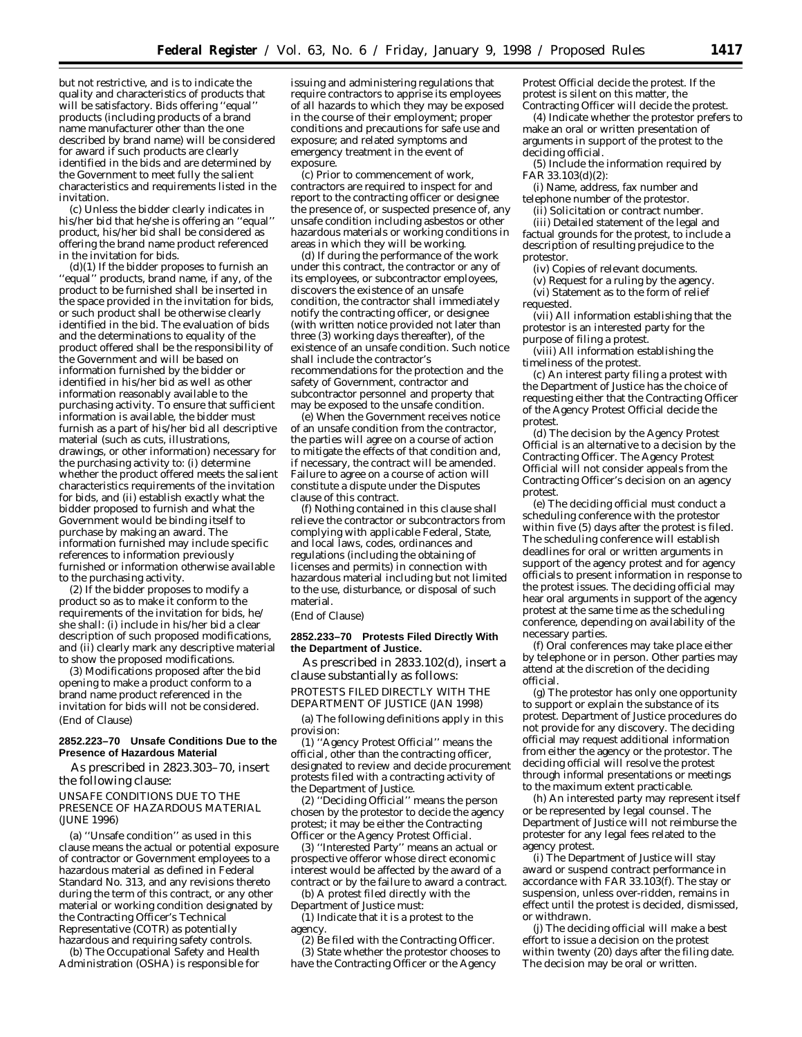but not restrictive, and is to indicate the quality and characteristics of products that will be satisfactory. Bids offering ''equal'' products (including products of a brand name manufacturer other than the one described by brand name) will be considered for award if such products are clearly identified in the bids and are determined by the Government to meet fully the salient characteristics and requirements listed in the invitation.

(c) Unless the bidder clearly indicates in his/her bid that he/she is offering an ''equal'' product, his/her bid shall be considered as offering the brand name product referenced in the invitation for bids.

(d)(1) If the bidder proposes to furnish an ''equal'' products, brand name, if any, of the product to be furnished shall be inserted in the space provided in the invitation for bids, or such product shall be otherwise clearly identified in the bid. The evaluation of bids and the determinations to equality of the product offered shall be the responsibility of the Government and will be based on information furnished by the bidder or identified in his/her bid as well as other information reasonably available to the purchasing activity. To ensure that sufficient information is available, the bidder must furnish as a part of his/her bid all descriptive material (such as cuts, illustrations, drawings, or other information) necessary for the purchasing activity to: (i) determine whether the product offered meets the salient characteristics requirements of the invitation for bids, and (ii) establish exactly what the bidder proposed to furnish and what the Government would be binding itself to purchase by making an award. The information furnished may include specific references to information previously furnished or information otherwise available to the purchasing activity.

(2) If the bidder proposes to modify a product so as to make it conform to the requirements of the invitation for bids, he/she shall: (i) include in his/her bid a clear description of such proposed modifications, and (ii) clearly mark any descriptive material to show the proposed modifications.

(3) Modifications proposed after the bid opening to make a product conform to a brand name product referenced in the invitation for bids will not be considered.

(End of Clause)

### 2852.223–70 Unsafe Conditions Due to the Presence of Hazardous Material

As prescribed in 2823.303–70, insert the following clause:

UNSAFE CONDITIONS DUE TO THE PRESENCE OF HAZARDOUS MATERIAL (JUNE 1996)

(a) ''Unsafe condition'' as used in this clause means the actual or potential exposure of contractor or Government employees to a hazardous material as defined in Federal Standard No. 313, and any revisions thereto during the term of this contract, or any other material or working condition designated by the Contracting Officer's Technical Representative (COTR) as potentially hazardous and requiring safety controls.

(b) The Occupational Safety and Health Administration (OSHA) is responsible for issuing and administering regulations that require contractors to apprise its employees of all hazards to which they may be exposed in the course of their employment; proper conditions and precautions for safe use and exposure; and related symptoms and emergency treatment in the event of exposure.

(c) Prior to commencement of work, contractors are required to inspect for and report to the contracting officer or designee the presence of, or suspected presence of, any unsafe condition including asbestos or other hazardous materials or working conditions in areas in which they will be working.

(d) If during the performance of the work under this contract, the contractor or any of its employees, or subcontractor employees, discovers the existence of an unsafe condition, the contractor shall immediately notify the contracting officer, or designee (with written notice provided not later than three (3) working days thereafter), of the existence of an unsafe condition. Such notice shall include the contractor's recommendations for the protection and the safety of Government, contractor and subcontractor personnel and property that may be exposed to the unsafe condition.

(e) When the Government receives notice of an unsafe condition from the contractor, the parties will agree on a course of action to mitigate the effects of that condition and, if necessary, the contract will be amended. Failure to agree on a course of action will constitute a dispute under the Disputes clause of this contract.

(f) Nothing contained in this clause shall relieve the contractor or subcontractors from complying with applicable Federal, State, and local laws, codes, ordinances and regulations (including the obtaining of licenses and permits) in connection with hazardous material including but not limited to the use, disturbance, or disposal of such material.

(End of Clause)

### 2852.233–70 Protests Filed Directly With the Department of Justice.

As prescribed in 2833.102(d), insert a clause substantially as follows:

PROTESTS FILED DIRECTLY WITH THE DEPARTMENT OF JUSTICE (JAN 1998)

(a) The following definitions apply in this provision:

(1) ''Agency Protest Official'' means the official, other than the contracting officer, designated to review and decide procurement protests filed with a contracting activity of the Department of Justice.

(2) ''Deciding Official'' means the person chosen by the protestor to decide the agency protest; it may be either the Contracting Officer or the Agency Protest Official.

(3) ''Interested Party'' means an actual or prospective offeror whose direct economic interest would be affected by the award of a contract or by the failure to award a contract.

(b) A protest filed directly with the Department of Justice must:

(1) Indicate that it is a protest to the agency.

(2) Be filed with the Contracting Officer.

(3) State whether the protestor chooses to have the Contracting Officer or the Agency Protest Official decide the protest. If the protest is silent on this matter, the Contracting Officer will decide the protest.

(4) Indicate whether the protestor prefers to make an oral or written presentation of arguments in support of the protest to the deciding official.

(5) Include the information required by FAR 33.103(d)(2):

(i) Name, address, fax number and telephone number of the protestor.

(ii) Solicitation or contract number.

(iii) Detailed statement of the legal and factual grounds for the protest, to include a description of resulting prejudice to the protestor.

(iv) Copies of relevant documents.

(v) Request for a ruling by the agency.

(vi) Statement as to the form of relief requested.

(vii) All information establishing that the protestor is an interested party for the purpose of filing a protest.

(viii) All information establishing the timeliness of the protest.

(c) An interest party filing a protest with the Department of Justice has the choice of requesting either that the Contracting Officer of the Agency Protest Official decide the protest.

(d) The decision by the Agency Protest Official is an alternative to a decision by the Contracting Officer. The Agency Protest Official will not consider appeals from the Contracting Officer's decision on an agency protest.

(e) The deciding official must conduct a scheduling conference with the protestor within five (5) days after the protest is filed. The scheduling conference will establish deadlines for oral or written arguments in support of the agency protest and for agency officials to present information in response to the protest issues. The deciding official may hear oral arguments in support of the agency protest at the same time as the scheduling conference, depending on availability of the necessary parties.

(f) Oral conferences may take place either by telephone or in person. Other parties may attend at the discretion of the deciding official.

(g) The protestor has only one opportunity to support or explain the substance of its protest. Department of Justice procedures do not provide for any discovery. The deciding official may request additional information from either the agency or the protestor. The deciding official will resolve the protest through informal presentations or meetings to the maximum extent practicable.

(h) An interested party may represent itself or be represented by legal counsel. The Department of Justice will not reimburse the protester for any legal fees related to the agency protest.

(i) The Department of Justice will stay award or suspend contract performance in accordance with FAR 33.103(f). The stay or suspension, unless over-ridden, remains in effect until the protest is decided, dismissed, or withdrawn.

(j) The deciding official will make a best effort to issue a decision on the protest within twenty (20) days after the filing date. The decision may be oral or written.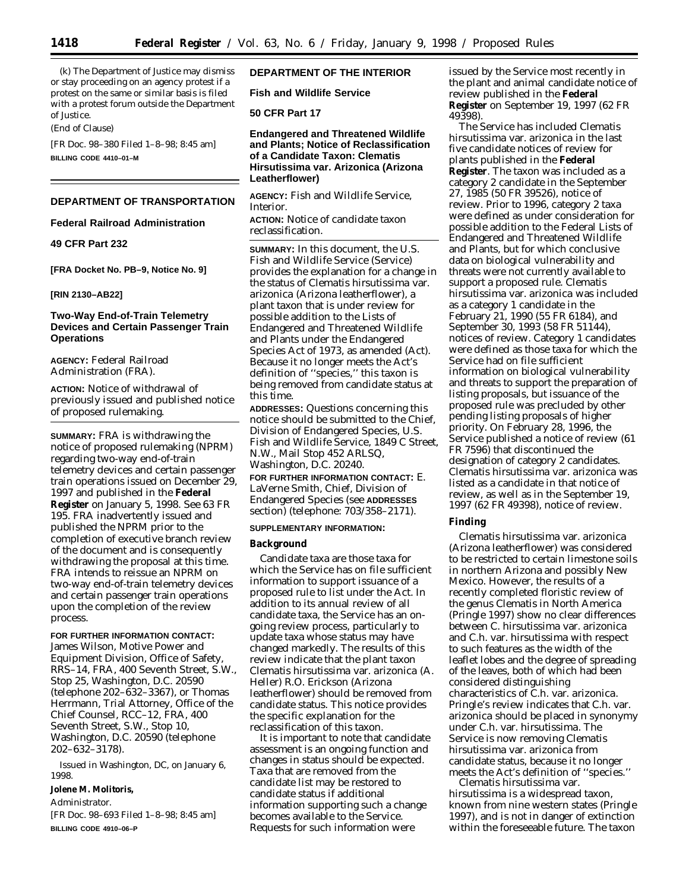(k) The Department of Justice may dismiss or stay proceeding on an agency protest if a protest on the same or similar basis is filed with a protest forum outside the Department of Justice.

(End of Clause)

[FR Doc. 98–380 Filed 1–8–98; 8:45 am]

**BILLING CODE 4410–01–M**

---

## DEPARTMENT OF TRANSPORTATION

### Federal Railroad Administration

### 49 CFR Part 232

**[FRA Docket No. PB–9, Notice No. 9]**

**[RIN 2130–AB22]**

### Two-Way End-of-Train Telemetry Devices and Certain Passenger Train Operations

**AGENCY:** Federal Railroad Administration (FRA).

**ACTION:** Notice of withdrawal of previously issued and published notice of proposed rulemaking.

---

**SUMMARY:** FRA is withdrawing the notice of proposed rulemaking (NPRM) regarding two-way end-of-train telemetry devices and certain passenger train operations issued on December 29, 1997 and published in the **Federal Register** on January 5, 1998. See 63 FR 195. FRA inadvertently issued and published the NPRM prior to the completion of executive branch review of the document and is consequently withdrawing the proposal at this time. FRA intends to reissue an NPRM on two-way end-of-train telemetry devices and certain passenger train operations upon the completion of the review process.

**FOR FURTHER INFORMATION CONTACT:** James Wilson, Motive Power and Equipment Division, Office of Safety, RRS–14, FRA, 400 Seventh Street, S.W., Stop 25, Washington, D.C. 20590 (telephone 202–632–3367), or Thomas Herrmann, Trial Attorney, Office of the Chief Counsel, RCC–12, FRA, 400 Seventh Street, S.W., Stop 10, Washington, D.C. 20590 (telephone 202–632–3178).

Issued in Washington, DC, on January 6, 1998.

**Jolene M. Molitoris,**

*Administrator.*

[FR Doc. 98–693 Filed 1–8–98; 8:45 am]

**BILLING CODE 4910–06–P**

---

## DEPARTMENT OF THE INTERIOR

### Fish and Wildlife Service

### 50 CFR Part 17

### Endangered and Threatened Wildlife and Plants; Notice of Reclassification of a Candidate Taxon: Clematis Hirsutissima var. Arizonica (Arizona Leatherflower)

**AGENCY:** Fish and Wildlife Service, Interior.

**ACTION:** Notice of candidate taxon reclassification.

---

**SUMMARY:** In this document, the U.S. Fish and Wildlife Service (Service) provides the explanation for a change in the status of *Clematis hirsutissima* var. *arizonica* (Arizona leatherflower), a plant taxon that is under review for possible addition to the Lists of Endangered and Threatened Wildlife and Plants under the Endangered Species Act of 1973, as amended (Act). Because it no longer meets the Act's definition of ''species,'' this taxon is being removed from candidate status at this time.

**ADDRESSES:** Questions concerning this notice should be submitted to the Chief, Division of Endangered Species, U.S. Fish and Wildlife Service, 1849 C Street, N.W., Mail Stop 452 ARLSQ, Washington, D.C. 20240.

**FOR FURTHER INFORMATION CONTACT:** E. LaVerne Smith, Chief, Division of Endangered Species (see **ADDRESSES** section) (telephone: 703/358–2171).

**SUPPLEMENTARY INFORMATION:**

#### Background

Candidate taxa are those taxa for which the Service has on file sufficient information to support issuance of a proposed rule to list under the Act. In addition to its annual review of all candidate taxa, the Service has an on-going review process, particularly to update taxa whose status may have changed markedly. The results of this review indicate that the plant taxon *Clematis hirsutissima* var. *arizonica* (A. Heller) R.O. Erickson (Arizona leatherflower) should be removed from candidate status. This notice provides the specific explanation for the reclassification of this taxon.

It is important to note that candidate assessment is an ongoing function and changes in status should be expected. Taxa that are removed from the candidate list may be restored to candidate status if additional information supporting such a change becomes available to the Service. Requests for such information were issued by the Service most recently in the plant and animal candidate notice of review published in the **Federal Register** on September 19, 1997 (62 FR 49398).

The Service has included *Clematis hirsutissima* var. *arizonica* in the last five candidate notices of review for plants published in the **Federal Register**. The taxon was included as a category 2 candidate in the September 27, 1985 (50 FR 39526), notice of review. Prior to 1996, category 2 taxa were defined as under consideration for possible addition to the Federal Lists of Endangered and Threatened Wildlife and Plants, but for which conclusive data on biological vulnerability and threats were not currently available to support a proposed rule. *Clematis hirsutissima* var. *arizonica* was included as a category 1 candidate in the February 21, 1990 (55 FR 6184), and September 30, 1993 (58 FR 51144), notices of review. Category 1 candidates were defined as those taxa for which the Service had on file sufficient information on biological vulnerability and threats to support the preparation of listing proposals, but issuance of the proposed rule was precluded by other pending listing proposals of higher priority. On February 28, 1996, the Service published a notice of review (61 FR 7596) that discontinued the designation of category 2 candidates. *Clematis hirsutissima* var. *arizonica* was listed as a candidate in that notice of review, as well as in the September 19, 1997 (62 FR 49398), notice of review.

#### Finding

*Clematis hirsutissima* var. *arizonica* (Arizona leatherflower) was considered to be restricted to certain limestone soils in northern Arizona and possibly New Mexico. However, the results of a recently completed floristic review of the genus *Clematis* in North America (Pringle 1997) show no clear differences between *C. hirsutissima* var. *arizonica* and *C.h.* var. *hirsutissima* with respect to such features as the width of the leaflet lobes and the degree of spreading of the leaves, both of which had been considered distinguishing characteristics of *C.h.* var. *arizonica*. Pringle's review indicates that *C.h.* var. *arizonica* should be placed in synonymy under *C.h.* var. *hirsutissima*. The Service is now removing *Clematis hirsutissima* var. *arizonica* from candidate status, because it no longer meets the Act's definition of ''species.''

*Clematis hirsutissima* var. *hirsutissima* is a widespread taxon, known from nine western states (Pringle 1997), and is not in danger of extinction within the foreseeable future. The taxon